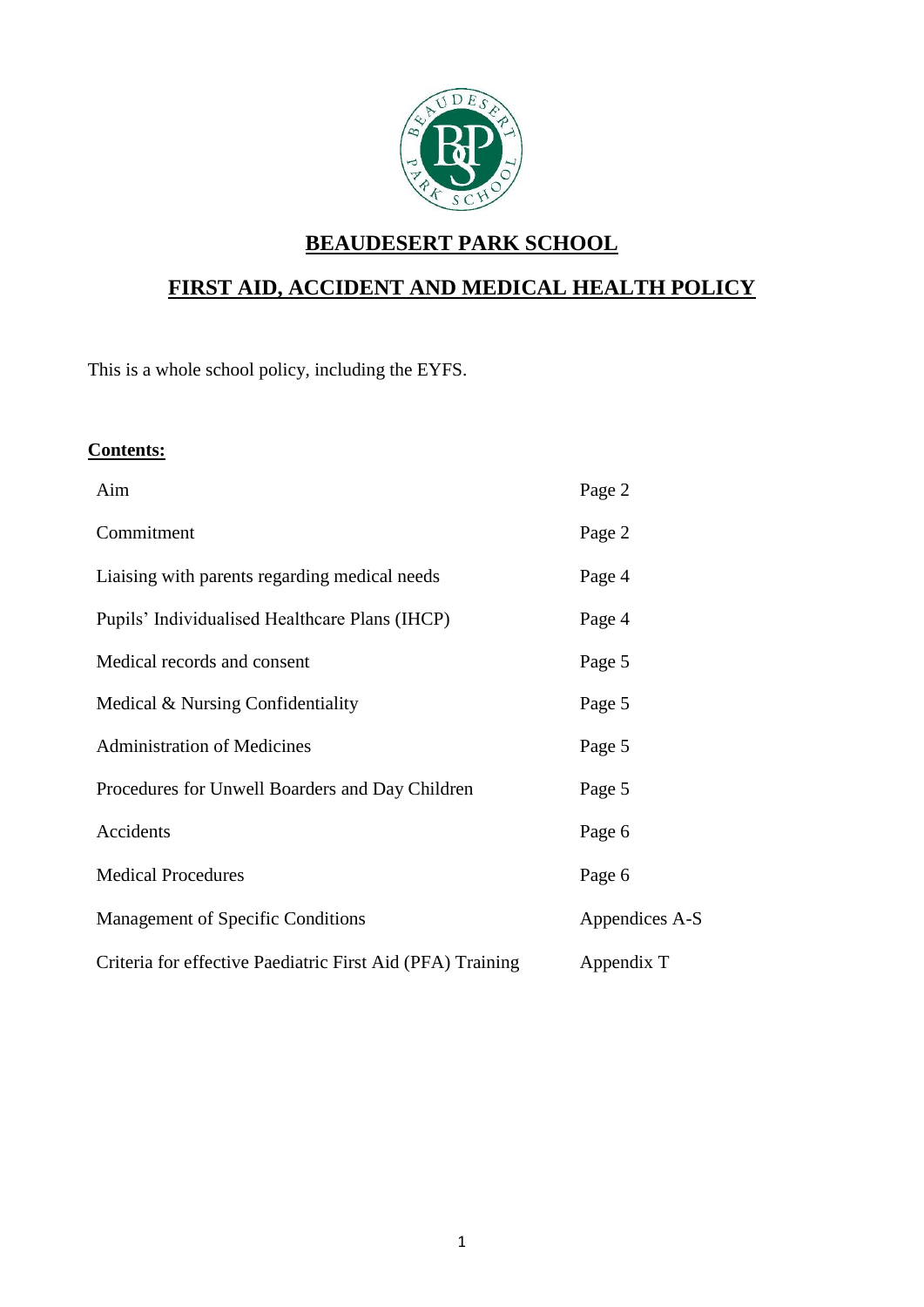# BEAUDESERT PARK SCHOOL

## FIRST AID, ACCIDENT AND MEDICAL HEALTH POLICY

This is a whole school policy, including the EYFS.

**Contents:**

| | |
|---|---|
| Aim | Page 2 |
| Commitment | Page 2 |
| Liaising with parents regarding medical needs | Page 4 |
| Pupils' Individualised Healthcare Plans (IHCP) | Page 4 |
| Medical records and consent | Page 5 |
| Medical & Nursing Confidentiality | Page 5 |
| Administration of Medicines | Page 5 |
| Procedures for Unwell Boarders and Day Children | Page 5 |
| Accidents | Page 6 |
| Medical Procedures | Page 6 |
| Management of Specific Conditions | Appendices A-S |
| Criteria for effective Paediatric First Aid (PFA) Training | Appendix T |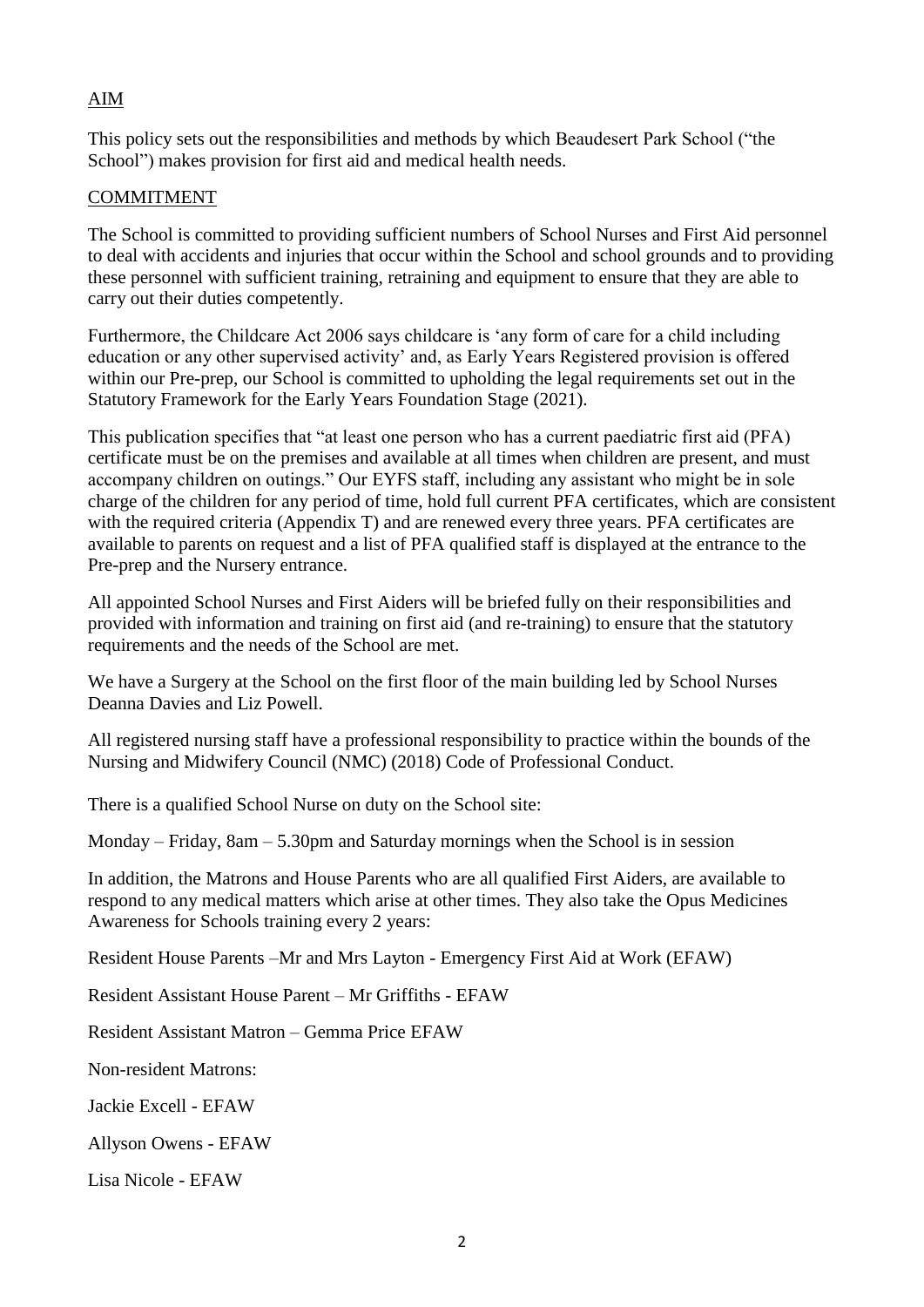## AIM

This policy sets out the responsibilities and methods by which Beaudesert Park School ("the School") makes provision for first aid and medical health needs.

## COMMITMENT

The School is committed to providing sufficient numbers of School Nurses and First Aid personnel to deal with accidents and injuries that occur within the School and school grounds and to providing these personnel with sufficient training, retraining and equipment to ensure that they are able to carry out their duties competently.

Furthermore, the Childcare Act 2006 says childcare is 'any form of care for a child including education or any other supervised activity' and, as Early Years Registered provision is offered within our Pre-prep, our School is committed to upholding the legal requirements set out in the Statutory Framework for the Early Years Foundation Stage (2021).

This publication specifies that "at least one person who has a current paediatric first aid (PFA) certificate must be on the premises and available at all times when children are present, and must accompany children on outings." Our EYFS staff, including any assistant who might be in sole charge of the children for any period of time, hold full current PFA certificates, which are consistent with the required criteria (Appendix T) and are renewed every three years. PFA certificates are available to parents on request and a list of PFA qualified staff is displayed at the entrance to the Pre-prep and the Nursery entrance.

All appointed School Nurses and First Aiders will be briefed fully on their responsibilities and provided with information and training on first aid (and re-training) to ensure that the statutory requirements and the needs of the School are met.

We have a Surgery at the School on the first floor of the main building led by School Nurses Deanna Davies and Liz Powell.

All registered nursing staff have a professional responsibility to practice within the bounds of the Nursing and Midwifery Council (NMC) (2018) Code of Professional Conduct.

There is a qualified School Nurse on duty on the School site:

Monday – Friday, 8am – 5.30pm and Saturday mornings when the School is in session

In addition, the Matrons and House Parents who are all qualified First Aiders, are available to respond to any medical matters which arise at other times. They also take the Opus Medicines Awareness for Schools training every 2 years:

Resident House Parents –Mr and Mrs Layton - Emergency First Aid at Work (EFAW)

Resident Assistant House Parent – Mr Griffiths - EFAW

Resident Assistant Matron – Gemma Price EFAW

Non-resident Matrons:

Jackie Excell - EFAW

Allyson Owens - EFAW

Lisa Nicole - EFAW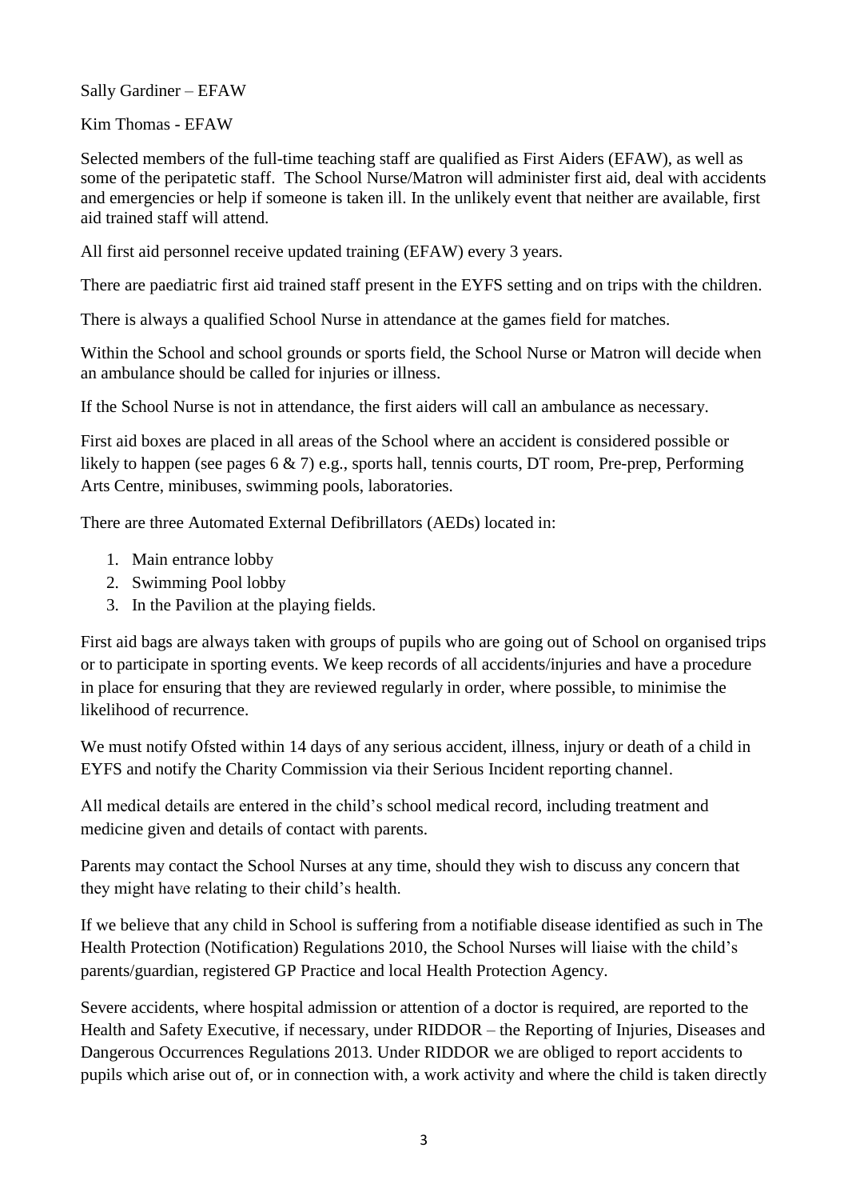Sally Gardiner – EFAW

Kim Thomas - EFAW

Selected members of the full-time teaching staff are qualified as First Aiders (EFAW), as well as some of the peripatetic staff. The School Nurse/Matron will administer first aid, deal with accidents and emergencies or help if someone is taken ill. In the unlikely event that neither are available, first aid trained staff will attend.

All first aid personnel receive updated training (EFAW) every 3 years.

There are paediatric first aid trained staff present in the EYFS setting and on trips with the children.

There is always a qualified School Nurse in attendance at the games field for matches.

Within the School and school grounds or sports field, the School Nurse or Matron will decide when an ambulance should be called for injuries or illness.

If the School Nurse is not in attendance, the first aiders will call an ambulance as necessary.

First aid boxes are placed in all areas of the School where an accident is considered possible or likely to happen (see pages 6 & 7) e.g., sports hall, tennis courts, DT room, Pre-prep, Performing Arts Centre, minibuses, swimming pools, laboratories.

There are three Automated External Defibrillators (AEDs) located in:

1. Main entrance lobby
2. Swimming Pool lobby
3. In the Pavilion at the playing fields.

First aid bags are always taken with groups of pupils who are going out of School on organised trips or to participate in sporting events. We keep records of all accidents/injuries and have a procedure in place for ensuring that they are reviewed regularly in order, where possible, to minimise the likelihood of recurrence.

We must notify Ofsted within 14 days of any serious accident, illness, injury or death of a child in EYFS and notify the Charity Commission via their Serious Incident reporting channel.

All medical details are entered in the child's school medical record, including treatment and medicine given and details of contact with parents.

Parents may contact the School Nurses at any time, should they wish to discuss any concern that they might have relating to their child's health.

If we believe that any child in School is suffering from a notifiable disease identified as such in The Health Protection (Notification) Regulations 2010, the School Nurses will liaise with the child's parents/guardian, registered GP Practice and local Health Protection Agency.

Severe accidents, where hospital admission or attention of a doctor is required, are reported to the Health and Safety Executive, if necessary, under RIDDOR – the Reporting of Injuries, Diseases and Dangerous Occurrences Regulations 2013. Under RIDDOR we are obliged to report accidents to pupils which arise out of, or in connection with, a work activity and where the child is taken directly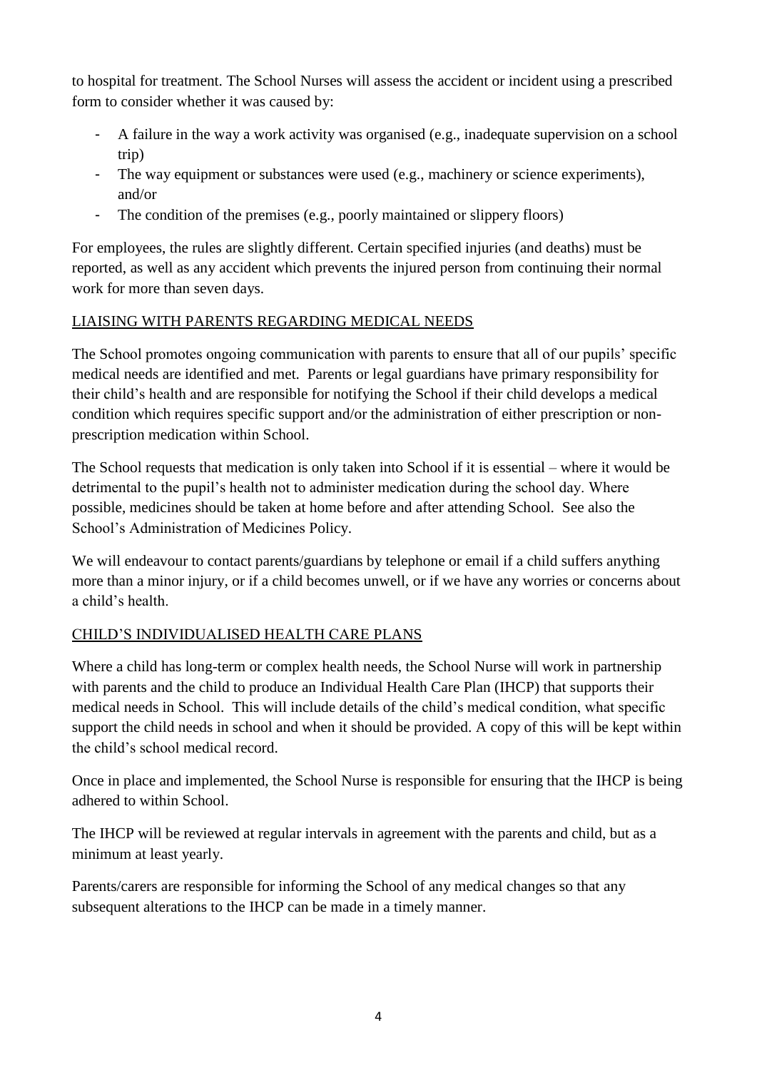to hospital for treatment. The School Nurses will assess the accident or incident using a prescribed form to consider whether it was caused by:

- A failure in the way a work activity was organised (e.g., inadequate supervision on a school trip)
- The way equipment or substances were used (e.g., machinery or science experiments), and/or
- The condition of the premises (e.g., poorly maintained or slippery floors)

For employees, the rules are slightly different. Certain specified injuries (and deaths) must be reported, as well as any accident which prevents the injured person from continuing their normal work for more than seven days.

## LIAISING WITH PARENTS REGARDING MEDICAL NEEDS

The School promotes ongoing communication with parents to ensure that all of our pupils' specific medical needs are identified and met. Parents or legal guardians have primary responsibility for their child's health and are responsible for notifying the School if their child develops a medical condition which requires specific support and/or the administration of either prescription or non-prescription medication within School.

The School requests that medication is only taken into School if it is essential – where it would be detrimental to the pupil's health not to administer medication during the school day. Where possible, medicines should be taken at home before and after attending School. See also the School's Administration of Medicines Policy.

We will endeavour to contact parents/guardians by telephone or email if a child suffers anything more than a minor injury, or if a child becomes unwell, or if we have any worries or concerns about a child's health.

## CHILD'S INDIVIDUALISED HEALTH CARE PLANS

Where a child has long-term or complex health needs, the School Nurse will work in partnership with parents and the child to produce an Individual Health Care Plan (IHCP) that supports their medical needs in School. This will include details of the child's medical condition, what specific support the child needs in school and when it should be provided. A copy of this will be kept within the child's school medical record.

Once in place and implemented, the School Nurse is responsible for ensuring that the IHCP is being adhered to within School.

The IHCP will be reviewed at regular intervals in agreement with the parents and child, but as a minimum at least yearly.

Parents/carers are responsible for informing the School of any medical changes so that any subsequent alterations to the IHCP can be made in a timely manner.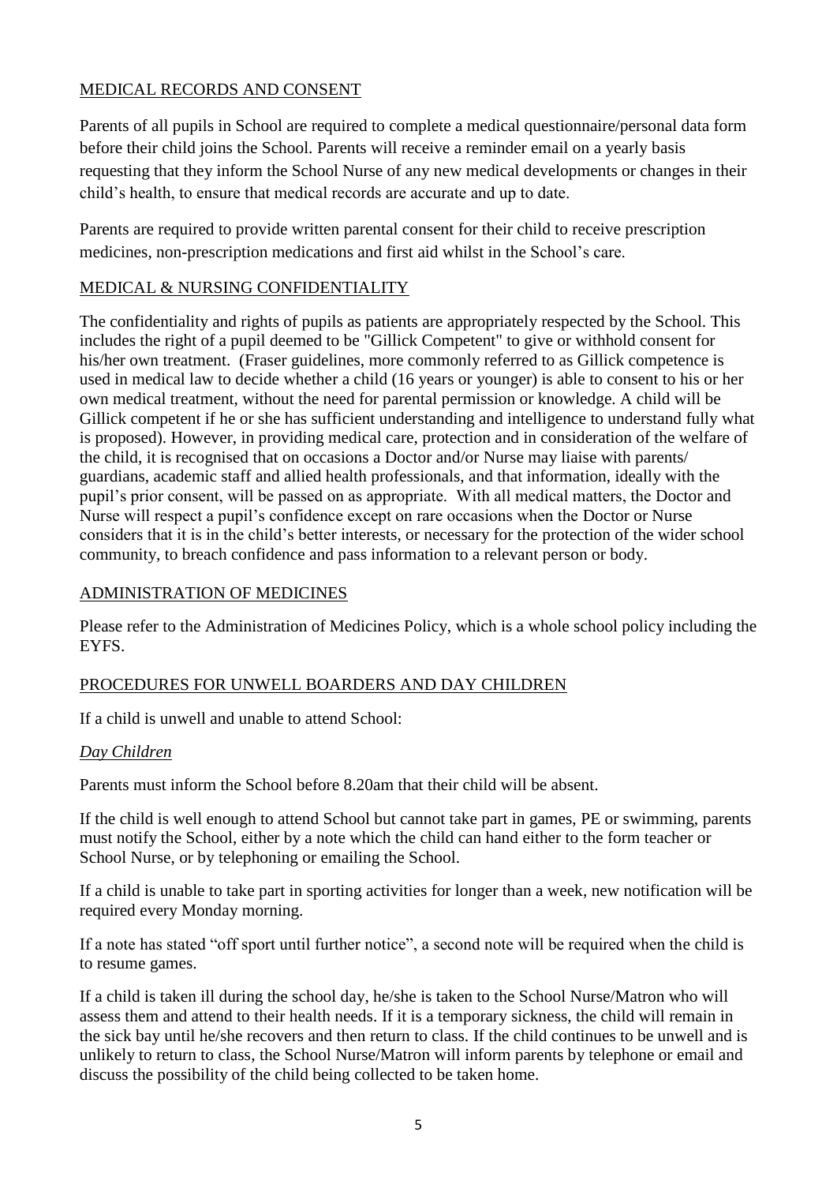## MEDICAL RECORDS AND CONSENT

Parents of all pupils in School are required to complete a medical questionnaire/personal data form before their child joins the School. Parents will receive a reminder email on a yearly basis requesting that they inform the School Nurse of any new medical developments or changes in their child's health, to ensure that medical records are accurate and up to date.

Parents are required to provide written parental consent for their child to receive prescription medicines, non-prescription medications and first aid whilst in the School's care.

## MEDICAL & NURSING CONFIDENTIALITY

The confidentiality and rights of pupils as patients are appropriately respected by the School. This includes the right of a pupil deemed to be "Gillick Competent" to give or withhold consent for his/her own treatment. (Fraser guidelines, more commonly referred to as Gillick competence is used in medical law to decide whether a child (16 years or younger) is able to consent to his or her own medical treatment, without the need for parental permission or knowledge. A child will be Gillick competent if he or she has sufficient understanding and intelligence to understand fully what is proposed). However, in providing medical care, protection and in consideration of the welfare of the child, it is recognised that on occasions a Doctor and/or Nurse may liaise with parents/ guardians, academic staff and allied health professionals, and that information, ideally with the pupil's prior consent, will be passed on as appropriate. With all medical matters, the Doctor and Nurse will respect a pupil's confidence except on rare occasions when the Doctor or Nurse considers that it is in the child's better interests, or necessary for the protection of the wider school community, to breach confidence and pass information to a relevant person or body.

## ADMINISTRATION OF MEDICINES

Please refer to the Administration of Medicines Policy, which is a whole school policy including the EYFS.

## PROCEDURES FOR UNWELL BOARDERS AND DAY CHILDREN

If a child is unwell and unable to attend School:

### *Day Children*

Parents must inform the School before 8.20am that their child will be absent.

If the child is well enough to attend School but cannot take part in games, PE or swimming, parents must notify the School, either by a note which the child can hand either to the form teacher or School Nurse, or by telephoning or emailing the School.

If a child is unable to take part in sporting activities for longer than a week, new notification will be required every Monday morning.

If a note has stated "off sport until further notice", a second note will be required when the child is to resume games.

If a child is taken ill during the school day, he/she is taken to the School Nurse/Matron who will assess them and attend to their health needs. If it is a temporary sickness, the child will remain in the sick bay until he/she recovers and then return to class. If the child continues to be unwell and is unlikely to return to class, the School Nurse/Matron will inform parents by telephone or email and discuss the possibility of the child being collected to be taken home.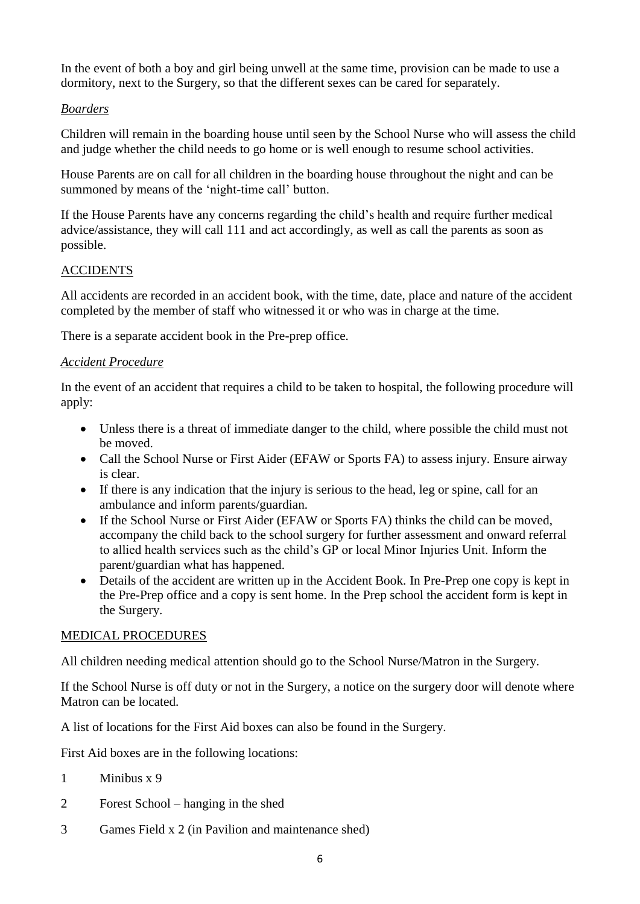In the event of both a boy and girl being unwell at the same time, provision can be made to use a dormitory, next to the Surgery, so that the different sexes can be cared for separately.

*Boarders*

Children will remain in the boarding house until seen by the School Nurse who will assess the child and judge whether the child needs to go home or is well enough to resume school activities.

House Parents are on call for all children in the boarding house throughout the night and can be summoned by means of the 'night-time call' button.

If the House Parents have any concerns regarding the child's health and require further medical advice/assistance, they will call 111 and act accordingly, as well as call the parents as soon as possible.

## ACCIDENTS

All accidents are recorded in an accident book, with the time, date, place and nature of the accident completed by the member of staff who witnessed it or who was in charge at the time.

There is a separate accident book in the Pre-prep office.

*Accident Procedure*

In the event of an accident that requires a child to be taken to hospital, the following procedure will apply:

- Unless there is a threat of immediate danger to the child, where possible the child must not be moved.
- Call the School Nurse or First Aider (EFAW or Sports FA) to assess injury. Ensure airway is clear.
- If there is any indication that the injury is serious to the head, leg or spine, call for an ambulance and inform parents/guardian.
- If the School Nurse or First Aider (EFAW or Sports FA) thinks the child can be moved, accompany the child back to the school surgery for further assessment and onward referral to allied health services such as the child's GP or local Minor Injuries Unit. Inform the parent/guardian what has happened.
- Details of the accident are written up in the Accident Book. In Pre-Prep one copy is kept in the Pre-Prep office and a copy is sent home. In the Prep school the accident form is kept in the Surgery.

## MEDICAL PROCEDURES

All children needing medical attention should go to the School Nurse/Matron in the Surgery.

If the School Nurse is off duty or not in the Surgery, a notice on the surgery door will denote where Matron can be located.

A list of locations for the First Aid boxes can also be found in the Surgery.

First Aid boxes are in the following locations:

1 Minibus x 9

2 Forest School – hanging in the shed

3 Games Field x 2 (in Pavilion and maintenance shed)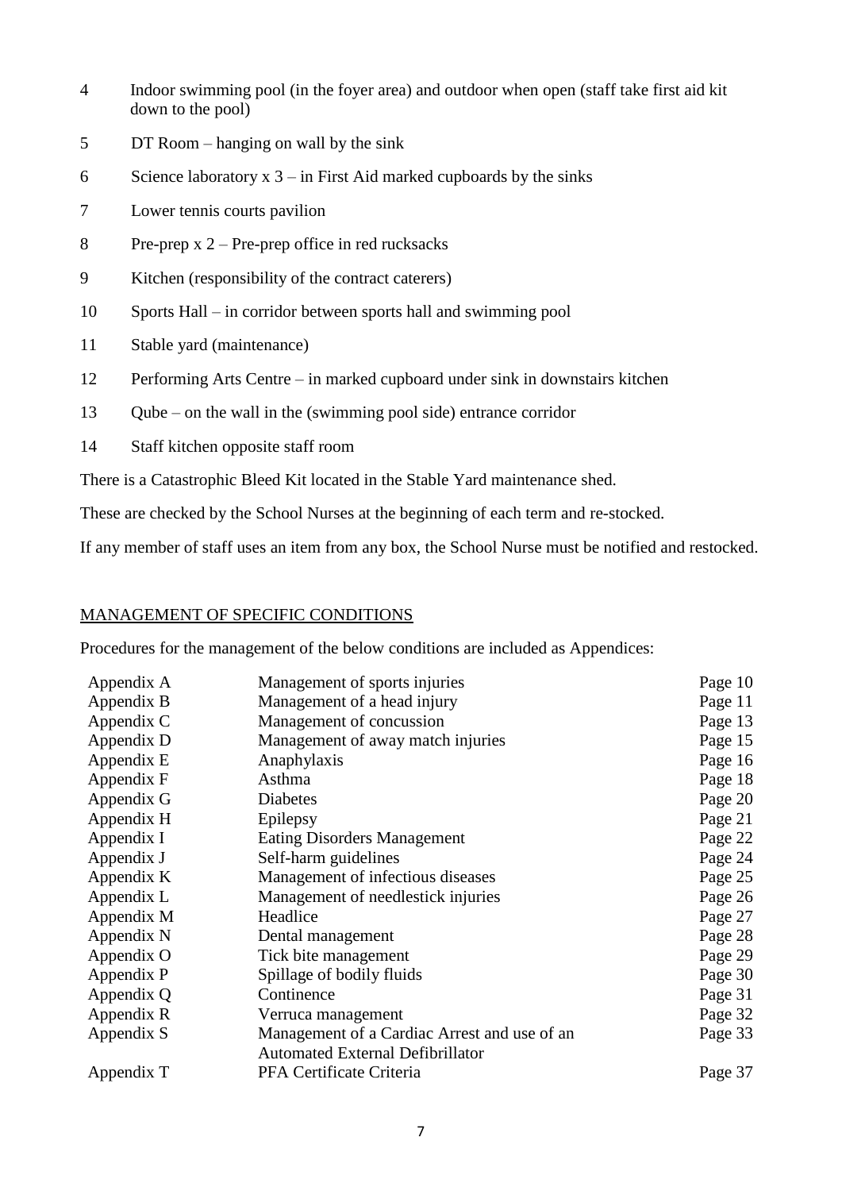4 Indoor swimming pool (in the foyer area) and outdoor when open (staff take first aid kit down to the pool)

5 DT Room – hanging on wall by the sink

6 Science laboratory x 3 – in First Aid marked cupboards by the sinks

7 Lower tennis courts pavilion

8 Pre-prep x 2 – Pre-prep office in red rucksacks

9 Kitchen (responsibility of the contract caterers)

10 Sports Hall – in corridor between sports hall and swimming pool

11 Stable yard (maintenance)

12 Performing Arts Centre – in marked cupboard under sink in downstairs kitchen

13 Qube – on the wall in the (swimming pool side) entrance corridor

14 Staff kitchen opposite staff room

There is a Catastrophic Bleed Kit located in the Stable Yard maintenance shed.

These are checked by the School Nurses at the beginning of each term and re-stocked.

If any member of staff uses an item from any box, the School Nurse must be notified and restocked.

## MANAGEMENT OF SPECIFIC CONDITIONS

Procedures for the management of the below conditions are included as Appendices:

| | | |
|---|---|---|
| Appendix A | Management of sports injuries | Page 10 |
| Appendix B | Management of a head injury | Page 11 |
| Appendix C | Management of concussion | Page 13 |
| Appendix D | Management of away match injuries | Page 15 |
| Appendix E | Anaphylaxis | Page 16 |
| Appendix F | Asthma | Page 18 |
| Appendix G | Diabetes | Page 20 |
| Appendix H | Epilepsy | Page 21 |
| Appendix I | Eating Disorders Management | Page 22 |
| Appendix J | Self-harm guidelines | Page 24 |
| Appendix K | Management of infectious diseases | Page 25 |
| Appendix L | Management of needlestick injuries | Page 26 |
| Appendix M | Headlice | Page 27 |
| Appendix N | Dental management | Page 28 |
| Appendix O | Tick bite management | Page 29 |
| Appendix P | Spillage of bodily fluids | Page 30 |
| Appendix Q | Continence | Page 31 |
| Appendix R | Verruca management | Page 32 |
| Appendix S | Management of a Cardiac Arrest and use of an Automated External Defibrillator | Page 33 |
| Appendix T | PFA Certificate Criteria | Page 37 |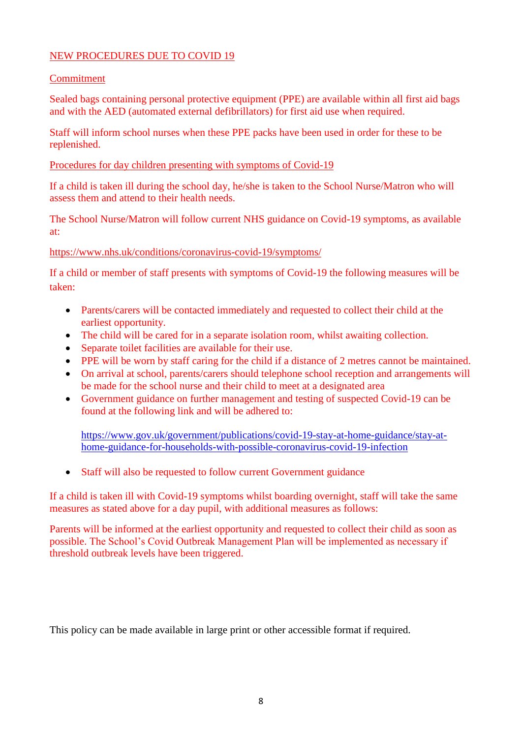## NEW PROCEDURES DUE TO COVID 19

### Commitment

Sealed bags containing personal protective equipment (PPE) are available within all first aid bags and with the AED (automated external defibrillators) for first aid use when required.

Staff will inform school nurses when these PPE packs have been used in order for these to be replenished.

### Procedures for day children presenting with symptoms of Covid-19

If a child is taken ill during the school day, he/she is taken to the School Nurse/Matron who will assess them and attend to their health needs.

The School Nurse/Matron will follow current NHS guidance on Covid-19 symptoms, as available at:

https://www.nhs.uk/conditions/coronavirus-covid-19/symptoms/

If a child or member of staff presents with symptoms of Covid-19 the following measures will be taken:

- Parents/carers will be contacted immediately and requested to collect their child at the earliest opportunity.
- The child will be cared for in a separate isolation room, whilst awaiting collection.
- Separate toilet facilities are available for their use.
- PPE will be worn by staff caring for the child if a distance of 2 metres cannot be maintained.
- On arrival at school, parents/carers should telephone school reception and arrangements will be made for the school nurse and their child to meet at a designated area
- Government guidance on further management and testing of suspected Covid-19 can be found at the following link and will be adhered to:

  https://www.gov.uk/government/publications/covid-19-stay-at-home-guidance/stay-at-home-guidance-for-households-with-possible-coronavirus-covid-19-infection

- Staff will also be requested to follow current Government guidance

If a child is taken ill with Covid-19 symptoms whilst boarding overnight, staff will take the same measures as stated above for a day pupil, with additional measures as follows:

Parents will be informed at the earliest opportunity and requested to collect their child as soon as possible. The School's Covid Outbreak Management Plan will be implemented as necessary if threshold outbreak levels have been triggered.

This policy can be made available in large print or other accessible format if required.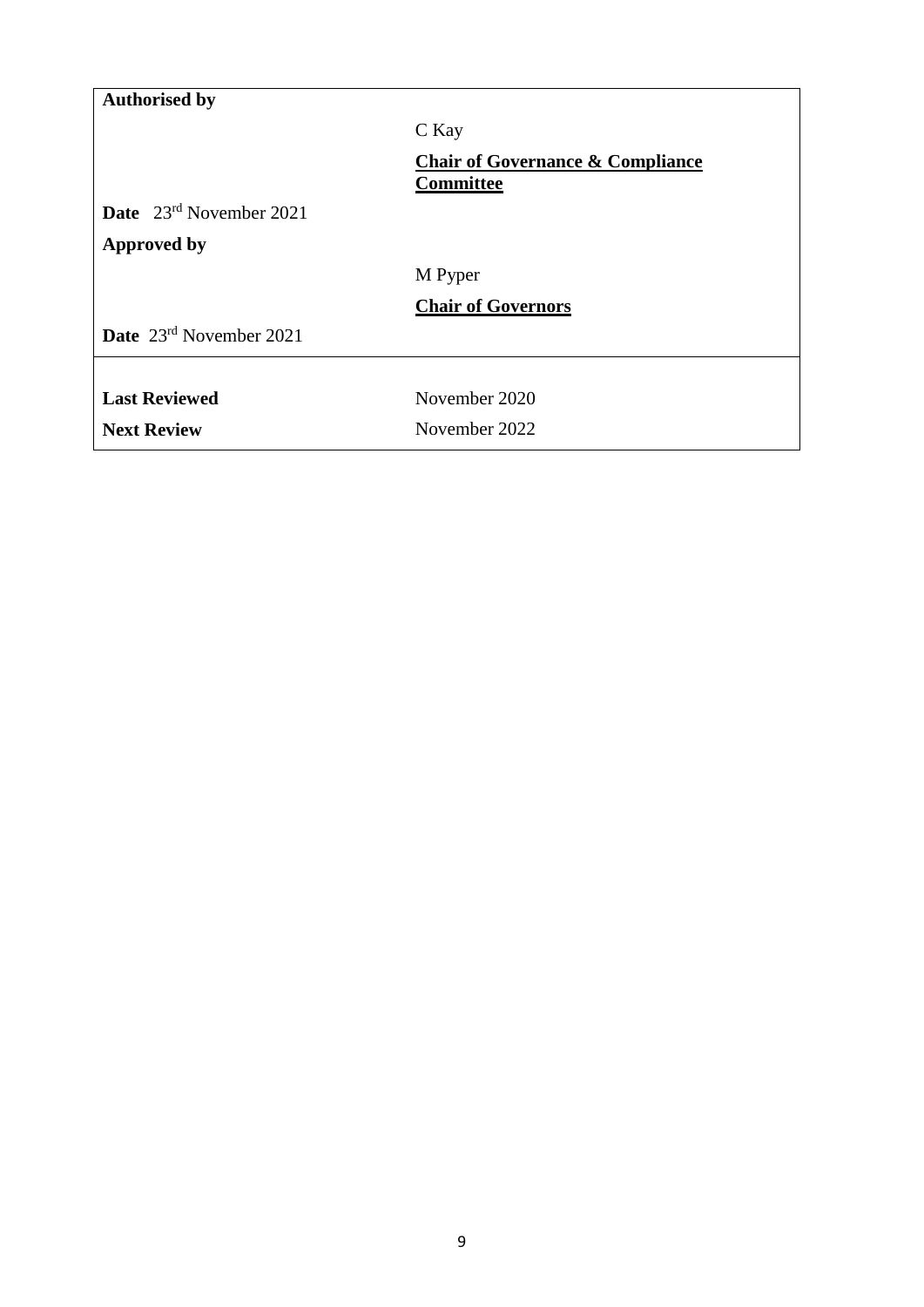| **Authorised by** | |
|---|---|
| | C Kay |
| | **Chair of Governance & Compliance Committee** |
| **Date** 23rd November 2021 | |
| **Approved by** | |
| | M Pyper |
| | **Chair of Governors** |
| **Date** 23rd November 2021 | |
| | |
| **Last Reviewed** | November 2020 |
| **Next Review** | November 2022 |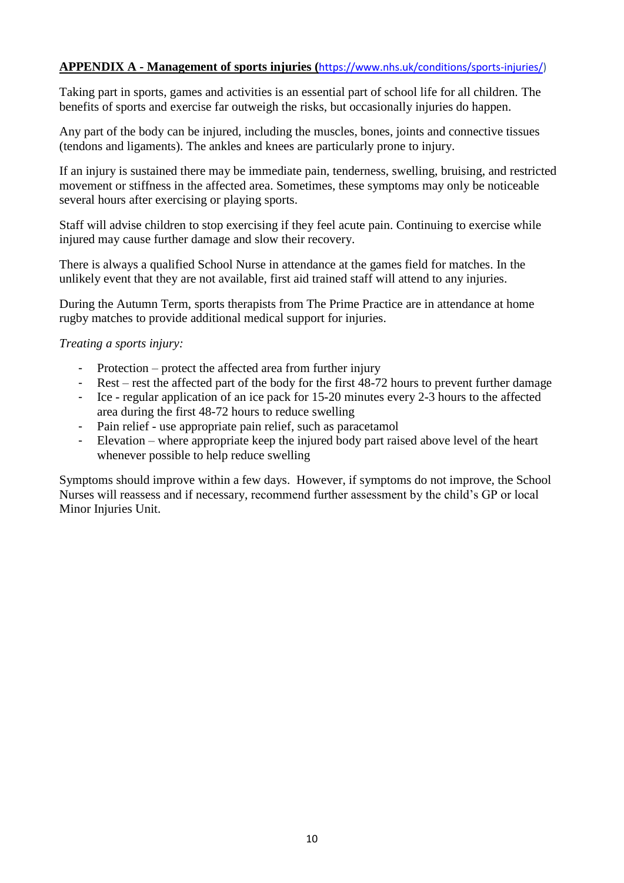## APPENDIX A - Management of sports injuries (https://www.nhs.uk/conditions/sports-injuries/)

Taking part in sports, games and activities is an essential part of school life for all children. The benefits of sports and exercise far outweigh the risks, but occasionally injuries do happen.

Any part of the body can be injured, including the muscles, bones, joints and connective tissues (tendons and ligaments). The ankles and knees are particularly prone to injury.

If an injury is sustained there may be immediate pain, tenderness, swelling, bruising, and restricted movement or stiffness in the affected area. Sometimes, these symptoms may only be noticeable several hours after exercising or playing sports.

Staff will advise children to stop exercising if they feel acute pain. Continuing to exercise while injured may cause further damage and slow their recovery.

There is always a qualified School Nurse in attendance at the games field for matches. In the unlikely event that they are not available, first aid trained staff will attend to any injuries.

During the Autumn Term, sports therapists from The Prime Practice are in attendance at home rugby matches to provide additional medical support for injuries.

*Treating a sports injury:*

- Protection – protect the affected area from further injury
- Rest – rest the affected part of the body for the first 48-72 hours to prevent further damage
- Ice - regular application of an ice pack for 15-20 minutes every 2-3 hours to the affected area during the first 48-72 hours to reduce swelling
- Pain relief - use appropriate pain relief, such as paracetamol
- Elevation – where appropriate keep the injured body part raised above level of the heart whenever possible to help reduce swelling

Symptoms should improve within a few days. However, if symptoms do not improve, the School Nurses will reassess and if necessary, recommend further assessment by the child's GP or local Minor Injuries Unit.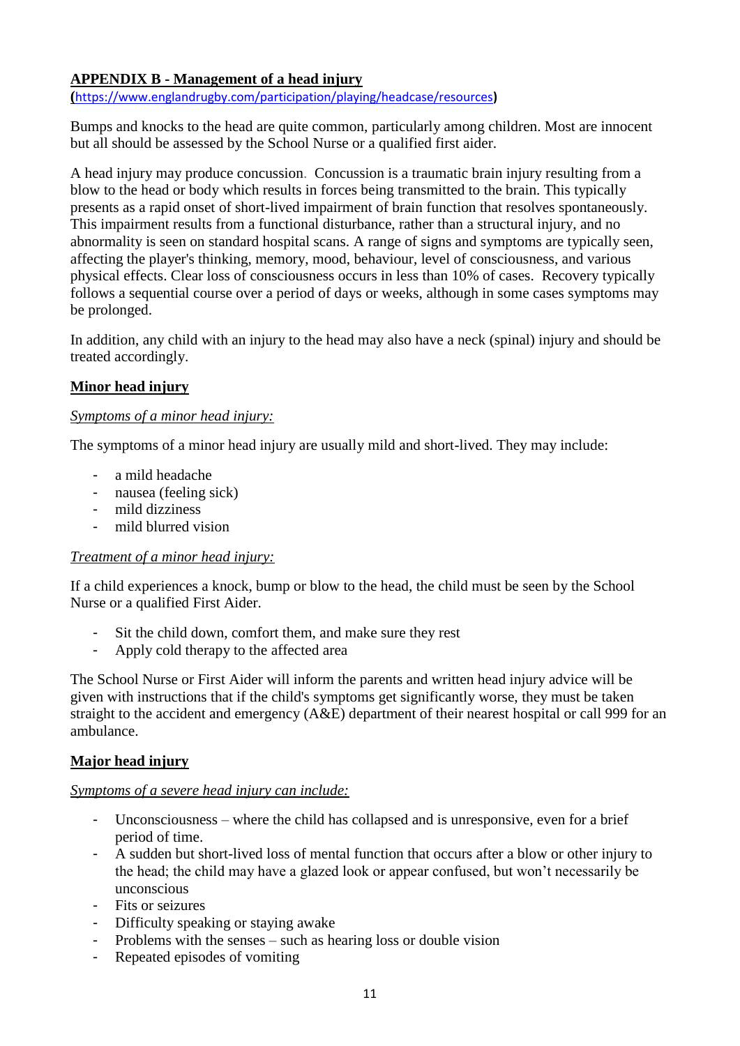## APPENDIX B - Management of a head injury

(https://www.englandrugby.com/participation/playing/headcase/resources)

Bumps and knocks to the head are quite common, particularly among children. Most are innocent but all should be assessed by the School Nurse or a qualified first aider.

A head injury may produce concussion. Concussion is a traumatic brain injury resulting from a blow to the head or body which results in forces being transmitted to the brain. This typically presents as a rapid onset of short-lived impairment of brain function that resolves spontaneously. This impairment results from a functional disturbance, rather than a structural injury, and no abnormality is seen on standard hospital scans. A range of signs and symptoms are typically seen, affecting the player's thinking, memory, mood, behaviour, level of consciousness, and various physical effects. Clear loss of consciousness occurs in less than 10% of cases. Recovery typically follows a sequential course over a period of days or weeks, although in some cases symptoms may be prolonged.

In addition, any child with an injury to the head may also have a neck (spinal) injury and should be treated accordingly.

### Minor head injury

*Symptoms of a minor head injury:*

The symptoms of a minor head injury are usually mild and short-lived. They may include:

- a mild headache
- nausea (feeling sick)
- mild dizziness
- mild blurred vision

*Treatment of a minor head injury:*

If a child experiences a knock, bump or blow to the head, the child must be seen by the School Nurse or a qualified First Aider.

- Sit the child down, comfort them, and make sure they rest
- Apply cold therapy to the affected area

The School Nurse or First Aider will inform the parents and written head injury advice will be given with instructions that if the child's symptoms get significantly worse, they must be taken straight to the accident and emergency (A&E) department of their nearest hospital or call 999 for an ambulance.

### Major head injury

*Symptoms of a severe head injury can include:*

- Unconsciousness – where the child has collapsed and is unresponsive, even for a brief period of time.
- A sudden but short-lived loss of mental function that occurs after a blow or other injury to the head; the child may have a glazed look or appear confused, but won't necessarily be unconscious
- Fits or seizures
- Difficulty speaking or staying awake
- Problems with the senses – such as hearing loss or double vision
- Repeated episodes of vomiting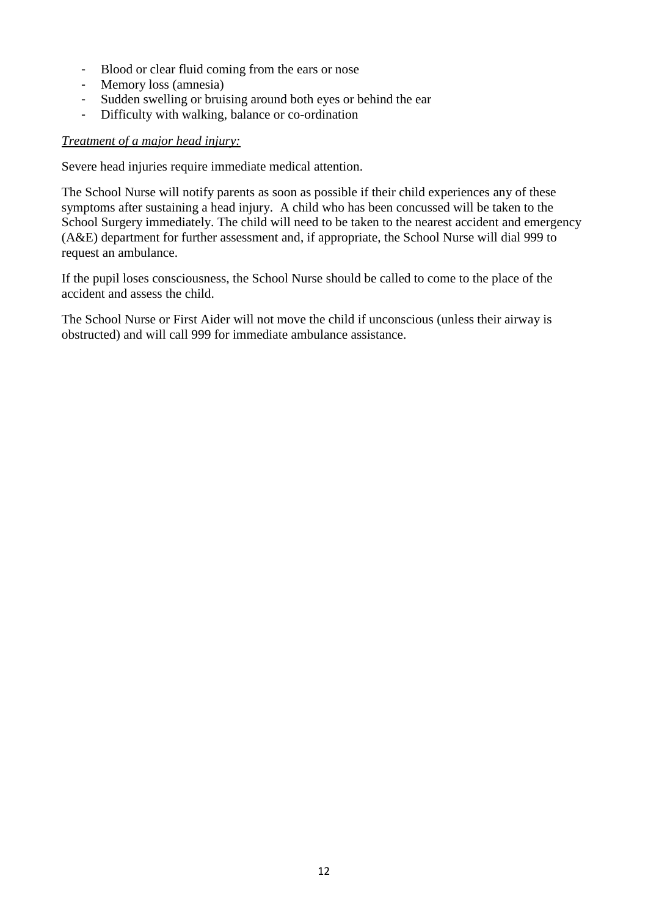- Blood or clear fluid coming from the ears or nose
- Memory loss (amnesia)
- Sudden swelling or bruising around both eyes or behind the ear
- Difficulty with walking, balance or co-ordination

*Treatment of a major head injury:*

Severe head injuries require immediate medical attention.

The School Nurse will notify parents as soon as possible if their child experiences any of these symptoms after sustaining a head injury. A child who has been concussed will be taken to the School Surgery immediately. The child will need to be taken to the nearest accident and emergency (A&E) department for further assessment and, if appropriate, the School Nurse will dial 999 to request an ambulance.

If the pupil loses consciousness, the School Nurse should be called to come to the place of the accident and assess the child.

The School Nurse or First Aider will not move the child if unconscious (unless their airway is obstructed) and will call 999 for immediate ambulance assistance.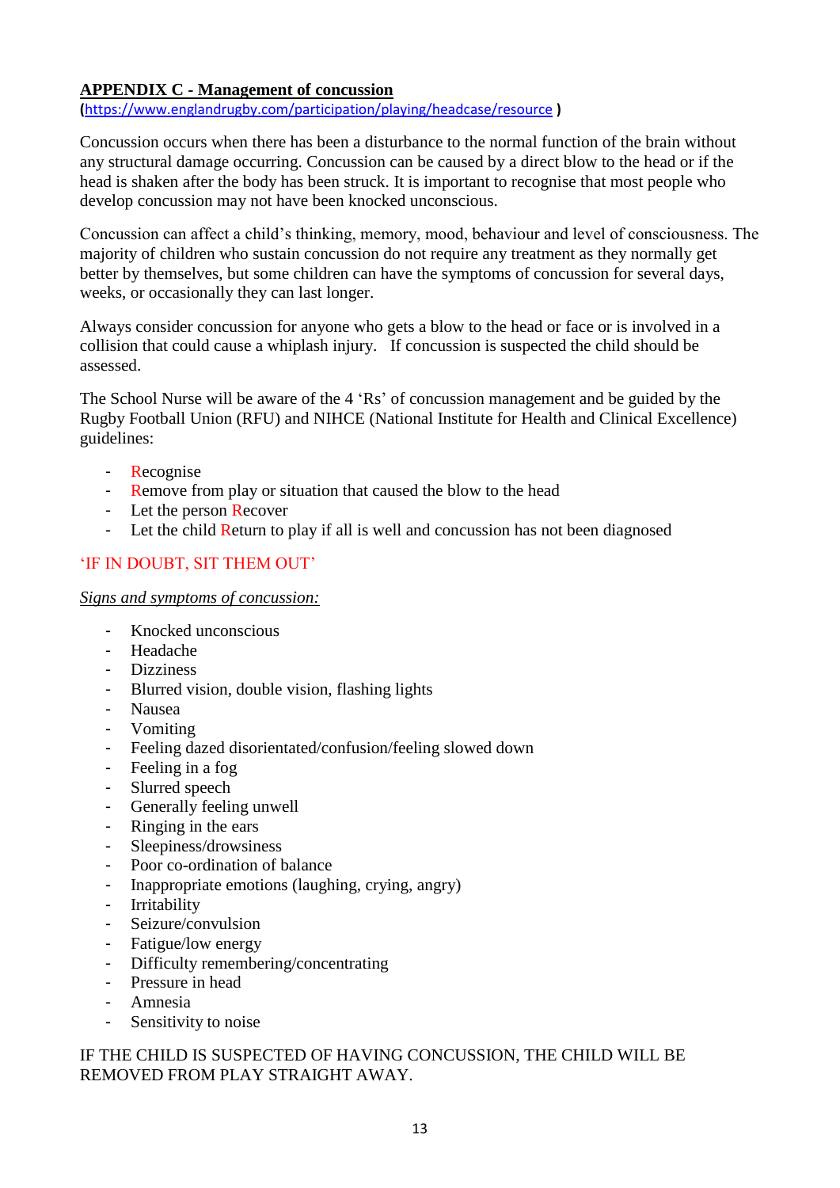## APPENDIX C - Management of concussion

**(**https://www.englandrugby.com/participation/playing/headcase/resource **)**

Concussion occurs when there has been a disturbance to the normal function of the brain without any structural damage occurring. Concussion can be caused by a direct blow to the head or if the head is shaken after the body has been struck. It is important to recognise that most people who develop concussion may not have been knocked unconscious.

Concussion can affect a child's thinking, memory, mood, behaviour and level of consciousness. The majority of children who sustain concussion do not require any treatment as they normally get better by themselves, but some children can have the symptoms of concussion for several days, weeks, or occasionally they can last longer.

Always consider concussion for anyone who gets a blow to the head or face or is involved in a collision that could cause a whiplash injury. If concussion is suspected the child should be assessed.

The School Nurse will be aware of the 4 'Rs' of concussion management and be guided by the Rugby Football Union (RFU) and NIHCE (National Institute for Health and Clinical Excellence) guidelines:

- Recognise
- Remove from play or situation that caused the blow to the head
- Let the person Recover
- Let the child Return to play if all is well and concussion has not been diagnosed

'IF IN DOUBT, SIT THEM OUT'

*Signs and symptoms of concussion:*

- Knocked unconscious
- Headache
- Dizziness
- Blurred vision, double vision, flashing lights
- Nausea
- Vomiting
- Feeling dazed disorientated/confusion/feeling slowed down
- Feeling in a fog
- Slurred speech
- Generally feeling unwell
- Ringing in the ears
- Sleepiness/drowsiness
- Poor co-ordination of balance
- Inappropriate emotions (laughing, crying, angry)
- Irritability
- Seizure/convulsion
- Fatigue/low energy
- Difficulty remembering/concentrating
- Pressure in head
- Amnesia
- Sensitivity to noise

IF THE CHILD IS SUSPECTED OF HAVING CONCUSSION, THE CHILD WILL BE REMOVED FROM PLAY STRAIGHT AWAY.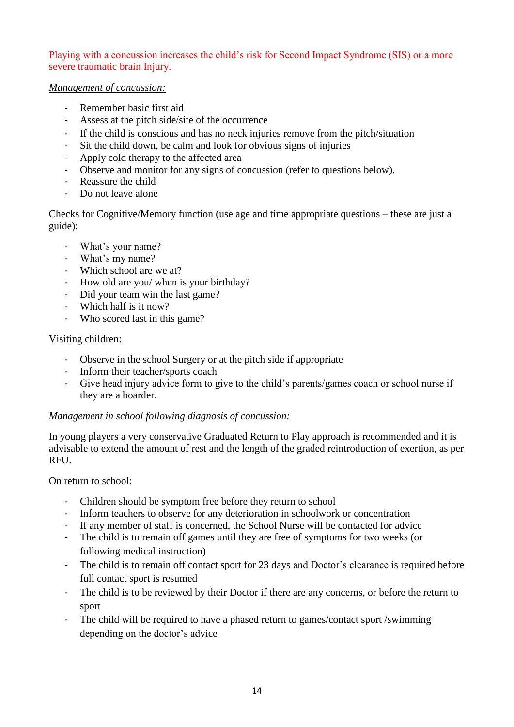Playing with a concussion increases the child's risk for Second Impact Syndrome (SIS) or a more severe traumatic brain Injury.

*Management of concussion:*

- Remember basic first aid
- Assess at the pitch side/site of the occurrence
- If the child is conscious and has no neck injuries remove from the pitch/situation
- Sit the child down, be calm and look for obvious signs of injuries
- Apply cold therapy to the affected area
- Observe and monitor for any signs of concussion (refer to questions below).
- Reassure the child
- Do not leave alone

Checks for Cognitive/Memory function (use age and time appropriate questions – these are just a guide):

- What's your name?
- What's my name?
- Which school are we at?
- How old are you/ when is your birthday?
- Did your team win the last game?
- Which half is it now?
- Who scored last in this game?

Visiting children:

- Observe in the school Surgery or at the pitch side if appropriate
- Inform their teacher/sports coach
- Give head injury advice form to give to the child's parents/games coach or school nurse if they are a boarder.

*Management in school following diagnosis of concussion:*

In young players a very conservative Graduated Return to Play approach is recommended and it is advisable to extend the amount of rest and the length of the graded reintroduction of exertion, as per RFU.

On return to school:

- Children should be symptom free before they return to school
- Inform teachers to observe for any deterioration in schoolwork or concentration
- If any member of staff is concerned, the School Nurse will be contacted for advice
- The child is to remain off games until they are free of symptoms for two weeks (or following medical instruction)
- The child is to remain off contact sport for 23 days and Doctor's clearance is required before full contact sport is resumed
- The child is to be reviewed by their Doctor if there are any concerns, or before the return to sport
- The child will be required to have a phased return to games/contact sport /swimming depending on the doctor's advice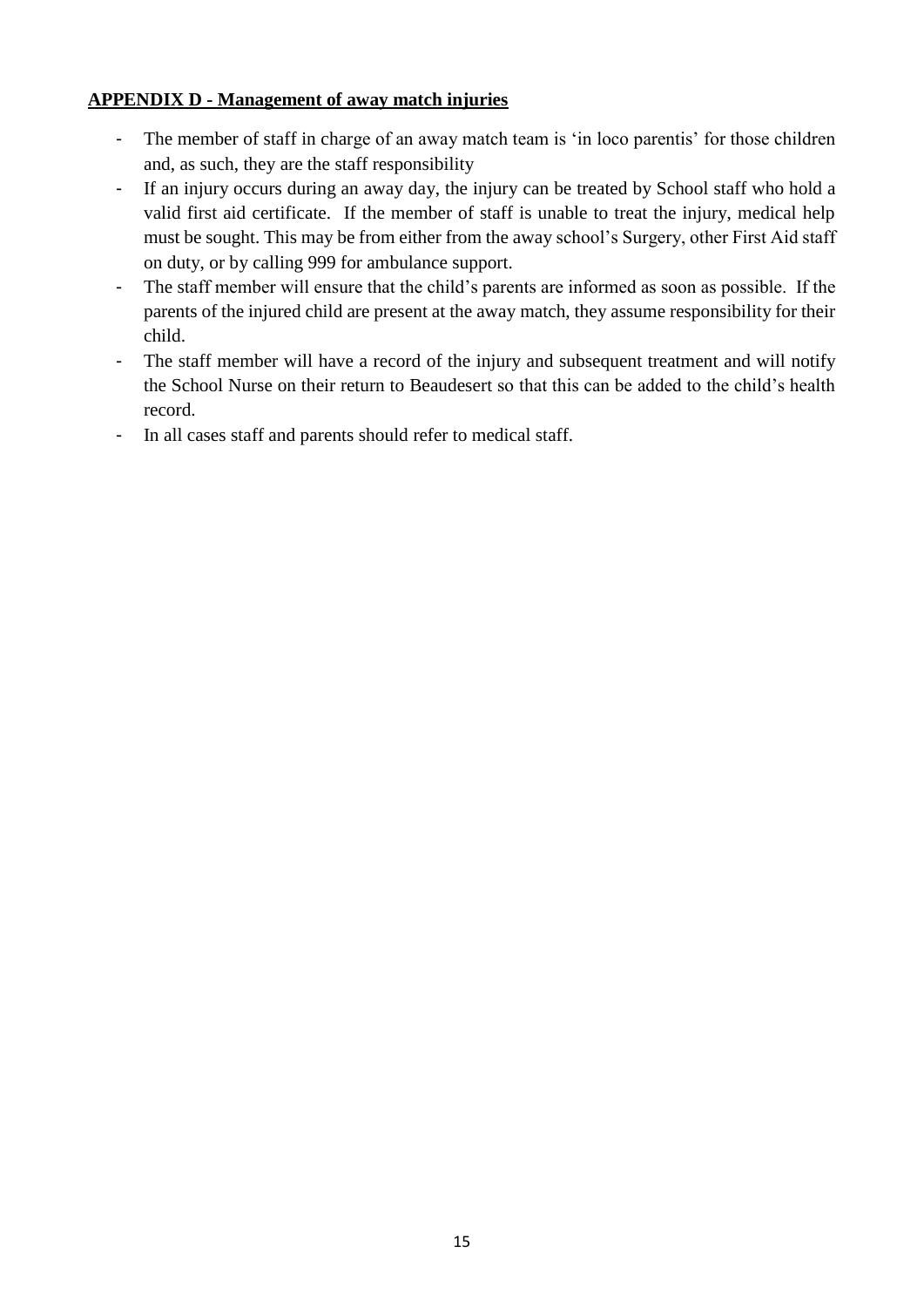**APPENDIX D - Management of away match injuries**

- The member of staff in charge of an away match team is 'in loco parentis' for those children and, as such, they are the staff responsibility
- If an injury occurs during an away day, the injury can be treated by School staff who hold a valid first aid certificate. If the member of staff is unable to treat the injury, medical help must be sought. This may be from either from the away school's Surgery, other First Aid staff on duty, or by calling 999 for ambulance support.
- The staff member will ensure that the child's parents are informed as soon as possible. If the parents of the injured child are present at the away match, they assume responsibility for their child.
- The staff member will have a record of the injury and subsequent treatment and will notify the School Nurse on their return to Beaudesert so that this can be added to the child's health record.
- In all cases staff and parents should refer to medical staff.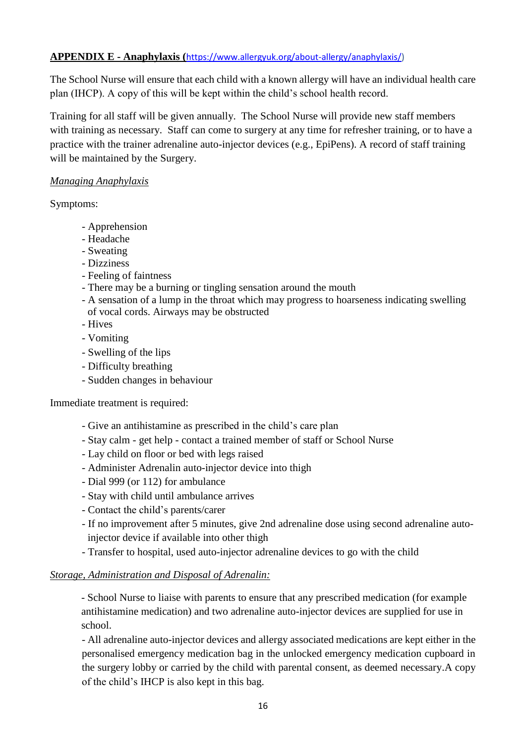**APPENDIX E - Anaphylaxis (**https://www.allergyuk.org/about-allergy/anaphylaxis/)

The School Nurse will ensure that each child with a known allergy will have an individual health care plan (IHCP). A copy of this will be kept within the child's school health record.

Training for all staff will be given annually. The School Nurse will provide new staff members with training as necessary. Staff can come to surgery at any time for refresher training, or to have a practice with the trainer adrenaline auto-injector devices (e.g., EpiPens). A record of staff training will be maintained by the Surgery.

*Managing Anaphylaxis*

Symptoms:

- Apprehension
- Headache
- Sweating
- Dizziness
- Feeling of faintness
- There may be a burning or tingling sensation around the mouth
- A sensation of a lump in the throat which may progress to hoarseness indicating swelling of vocal cords. Airways may be obstructed
- Hives
- Vomiting
- Swelling of the lips
- Difficulty breathing
- Sudden changes in behaviour

Immediate treatment is required:

- Give an antihistamine as prescribed in the child's care plan
- Stay calm - get help - contact a trained member of staff or School Nurse
- Lay child on floor or bed with legs raised
- Administer Adrenalin auto-injector device into thigh
- Dial 999 (or 112) for ambulance
- Stay with child until ambulance arrives
- Contact the child's parents/carer
- If no improvement after 5 minutes, give 2nd adrenaline dose using second adrenaline auto-injector device if available into other thigh
- Transfer to hospital, used auto-injector adrenaline devices to go with the child

*Storage, Administration and Disposal of Adrenalin:*

- School Nurse to liaise with parents to ensure that any prescribed medication (for example antihistamine medication) and two adrenaline auto-injector devices are supplied for use in school.
- All adrenaline auto-injector devices and allergy associated medications are kept either in the personalised emergency medication bag in the unlocked emergency medication cupboard in the surgery lobby or carried by the child with parental consent, as deemed necessary.A copy of the child's IHCP is also kept in this bag.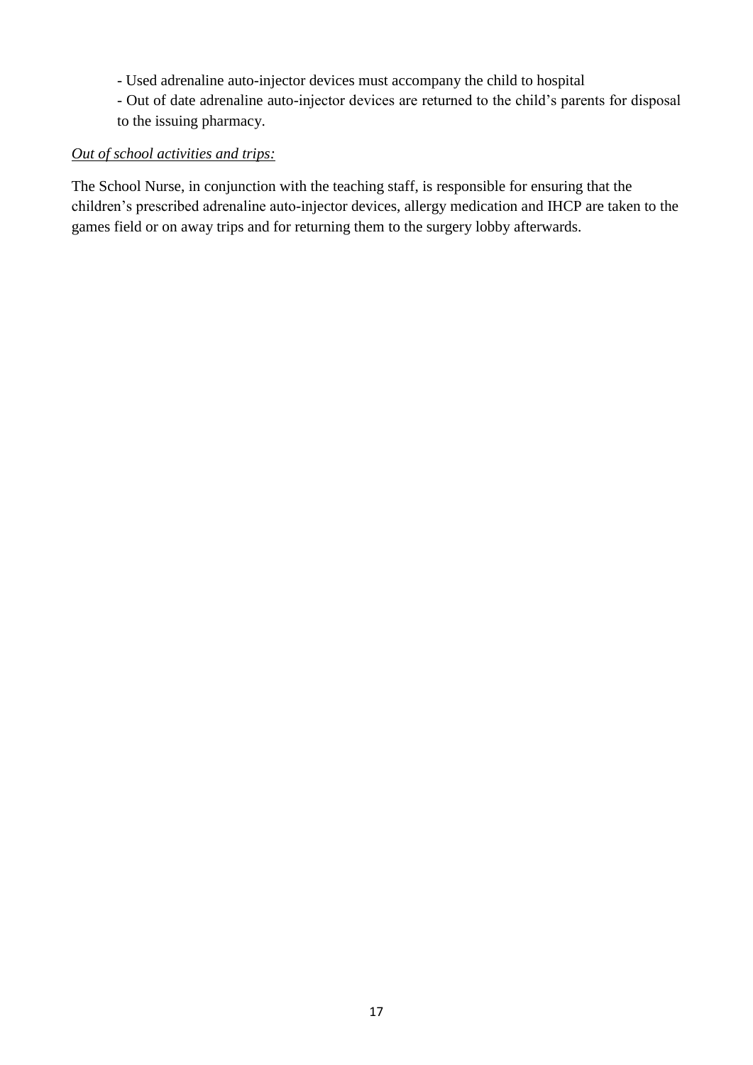- Used adrenaline auto-injector devices must accompany the child to hospital
- Out of date adrenaline auto-injector devices are returned to the child's parents for disposal to the issuing pharmacy.

*Out of school activities and trips:*

The School Nurse, in conjunction with the teaching staff, is responsible for ensuring that the children's prescribed adrenaline auto-injector devices, allergy medication and IHCP are taken to the games field or on away trips and for returning them to the surgery lobby afterwards.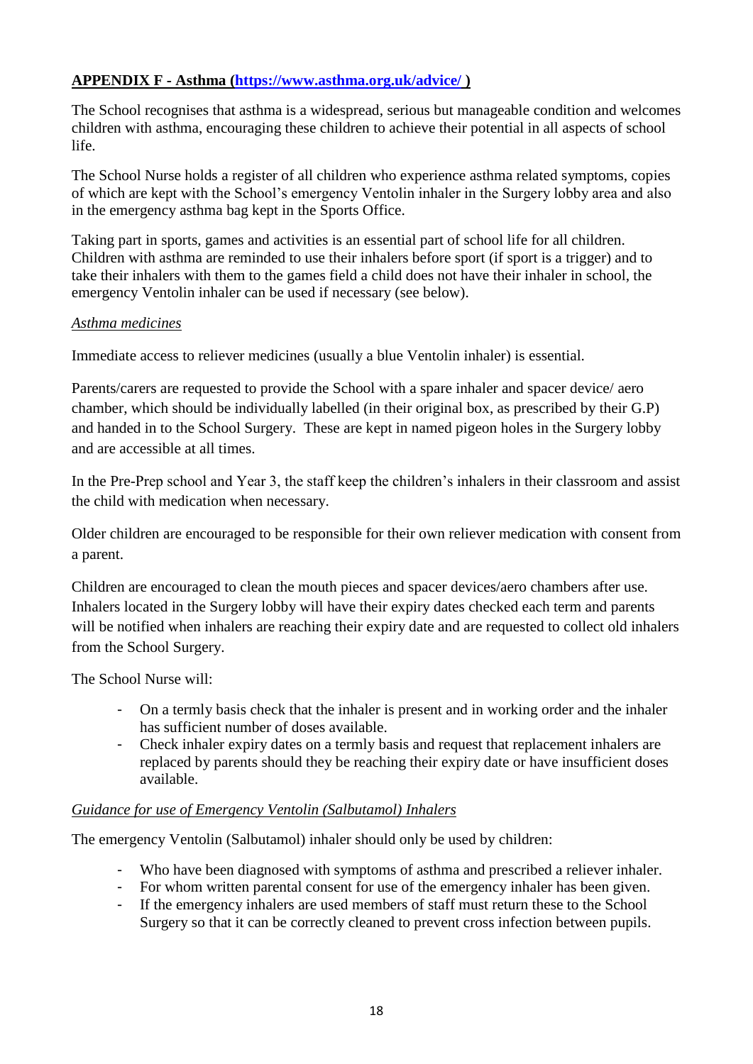**APPENDIX F - Asthma ([https://www.asthma.org.uk/advice/](https://www.asthma.org.uk/advice/) )**

The School recognises that asthma is a widespread, serious but manageable condition and welcomes children with asthma, encouraging these children to achieve their potential in all aspects of school life.

The School Nurse holds a register of all children who experience asthma related symptoms, copies of which are kept with the School's emergency Ventolin inhaler in the Surgery lobby area and also in the emergency asthma bag kept in the Sports Office.

Taking part in sports, games and activities is an essential part of school life for all children. Children with asthma are reminded to use their inhalers before sport (if sport is a trigger) and to take their inhalers with them to the games field a child does not have their inhaler in school, the emergency Ventolin inhaler can be used if necessary (see below).

*Asthma medicines*

Immediate access to reliever medicines (usually a blue Ventolin inhaler) is essential.

Parents/carers are requested to provide the School with a spare inhaler and spacer device/ aero chamber, which should be individually labelled (in their original box, as prescribed by their G.P) and handed in to the School Surgery. These are kept in named pigeon holes in the Surgery lobby and are accessible at all times.

In the Pre-Prep school and Year 3, the staff keep the children's inhalers in their classroom and assist the child with medication when necessary.

Older children are encouraged to be responsible for their own reliever medication with consent from a parent.

Children are encouraged to clean the mouth pieces and spacer devices/aero chambers after use. Inhalers located in the Surgery lobby will have their expiry dates checked each term and parents will be notified when inhalers are reaching their expiry date and are requested to collect old inhalers from the School Surgery.

The School Nurse will:

- On a termly basis check that the inhaler is present and in working order and the inhaler has sufficient number of doses available.
- Check inhaler expiry dates on a termly basis and request that replacement inhalers are replaced by parents should they be reaching their expiry date or have insufficient doses available.

*Guidance for use of Emergency Ventolin (Salbutamol) Inhalers*

The emergency Ventolin (Salbutamol) inhaler should only be used by children:

- Who have been diagnosed with symptoms of asthma and prescribed a reliever inhaler.
- For whom written parental consent for use of the emergency inhaler has been given.
- If the emergency inhalers are used members of staff must return these to the School Surgery so that it can be correctly cleaned to prevent cross infection between pupils.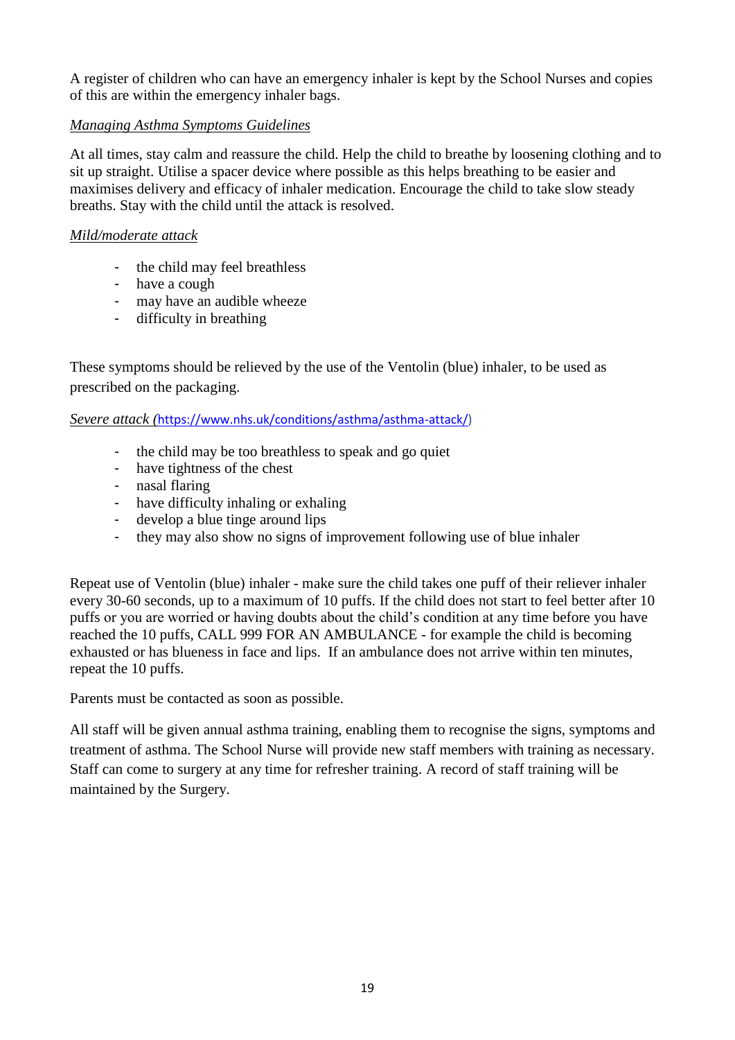A register of children who can have an emergency inhaler is kept by the School Nurses and copies of this are within the emergency inhaler bags.

*Managing Asthma Symptoms Guidelines*

At all times, stay calm and reassure the child. Help the child to breathe by loosening clothing and to sit up straight. Utilise a spacer device where possible as this helps breathing to be easier and maximises delivery and efficacy of inhaler medication. Encourage the child to take slow steady breaths. Stay with the child until the attack is resolved.

*Mild/moderate attack*

- the child may feel breathless
- have a cough
- may have an audible wheeze
- difficulty in breathing

These symptoms should be relieved by the use of the Ventolin (blue) inhaler, to be used as prescribed on the packaging.

*Severe attack (*https://www.nhs.uk/conditions/asthma/asthma-attack/)

- the child may be too breathless to speak and go quiet
- have tightness of the chest
- nasal flaring
- have difficulty inhaling or exhaling
- develop a blue tinge around lips
- they may also show no signs of improvement following use of blue inhaler

Repeat use of Ventolin (blue) inhaler - make sure the child takes one puff of their reliever inhaler every 30-60 seconds, up to a maximum of 10 puffs. If the child does not start to feel better after 10 puffs or you are worried or having doubts about the child's condition at any time before you have reached the 10 puffs, CALL 999 FOR AN AMBULANCE - for example the child is becoming exhausted or has blueness in face and lips. If an ambulance does not arrive within ten minutes, repeat the 10 puffs.

Parents must be contacted as soon as possible.

All staff will be given annual asthma training, enabling them to recognise the signs, symptoms and treatment of asthma. The School Nurse will provide new staff members with training as necessary. Staff can come to surgery at any time for refresher training. A record of staff training will be maintained by the Surgery.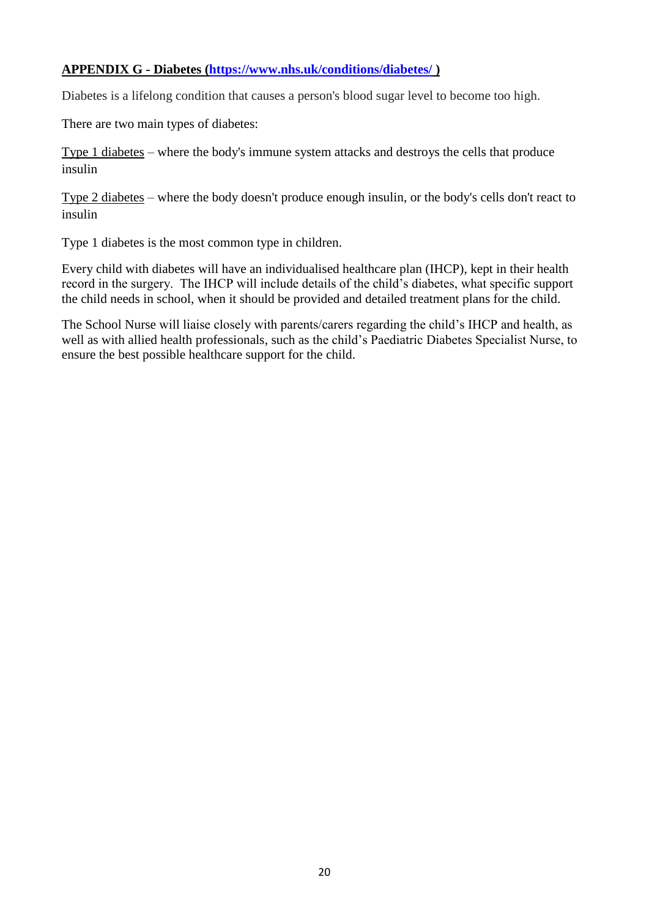**APPENDIX G - Diabetes ([https://www.nhs.uk/conditions/diabetes/](https://www.nhs.uk/conditions/diabetes/) )**

Diabetes is a lifelong condition that causes a person's blood sugar level to become too high.

There are two main types of diabetes:

Type 1 diabetes – where the body's immune system attacks and destroys the cells that produce insulin

Type 2 diabetes – where the body doesn't produce enough insulin, or the body's cells don't react to insulin

Type 1 diabetes is the most common type in children.

Every child with diabetes will have an individualised healthcare plan (IHCP), kept in their health record in the surgery. The IHCP will include details of the child's diabetes, what specific support the child needs in school, when it should be provided and detailed treatment plans for the child.

The School Nurse will liaise closely with parents/carers regarding the child's IHCP and health, as well as with allied health professionals, such as the child's Paediatric Diabetes Specialist Nurse, to ensure the best possible healthcare support for the child.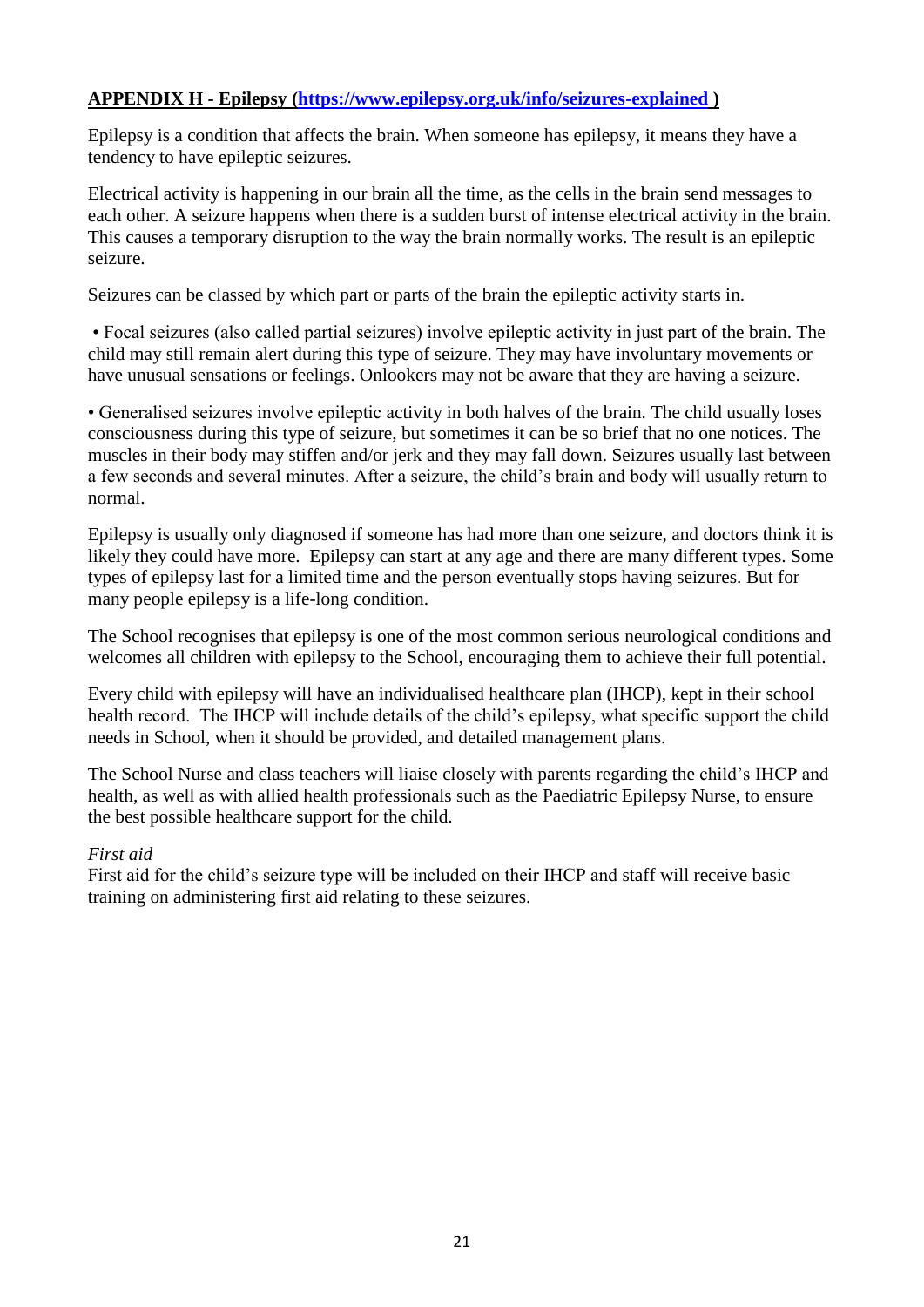**APPENDIX H - Epilepsy ([https://www.epilepsy.org.uk/info/seizures-explained](https://www.epilepsy.org.uk/info/seizures-explained) )**

Epilepsy is a condition that affects the brain. When someone has epilepsy, it means they have a tendency to have epileptic seizures.

Electrical activity is happening in our brain all the time, as the cells in the brain send messages to each other. A seizure happens when there is a sudden burst of intense electrical activity in the brain. This causes a temporary disruption to the way the brain normally works. The result is an epileptic seizure.

Seizures can be classed by which part or parts of the brain the epileptic activity starts in.

- Focal seizures (also called partial seizures) involve epileptic activity in just part of the brain. The child may still remain alert during this type of seizure. They may have involuntary movements or have unusual sensations or feelings. Onlookers may not be aware that they are having a seizure.

- Generalised seizures involve epileptic activity in both halves of the brain. The child usually loses consciousness during this type of seizure, but sometimes it can be so brief that no one notices. The muscles in their body may stiffen and/or jerk and they may fall down. Seizures usually last between a few seconds and several minutes. After a seizure, the child's brain and body will usually return to normal.

Epilepsy is usually only diagnosed if someone has had more than one seizure, and doctors think it is likely they could have more. Epilepsy can start at any age and there are many different types. Some types of epilepsy last for a limited time and the person eventually stops having seizures. But for many people epilepsy is a life-long condition.

The School recognises that epilepsy is one of the most common serious neurological conditions and welcomes all children with epilepsy to the School, encouraging them to achieve their full potential.

Every child with epilepsy will have an individualised healthcare plan (IHCP), kept in their school health record. The IHCP will include details of the child's epilepsy, what specific support the child needs in School, when it should be provided, and detailed management plans.

The School Nurse and class teachers will liaise closely with parents regarding the child's IHCP and health, as well as with allied health professionals such as the Paediatric Epilepsy Nurse, to ensure the best possible healthcare support for the child.

*First aid*
First aid for the child's seizure type will be included on their IHCP and staff will receive basic training on administering first aid relating to these seizures.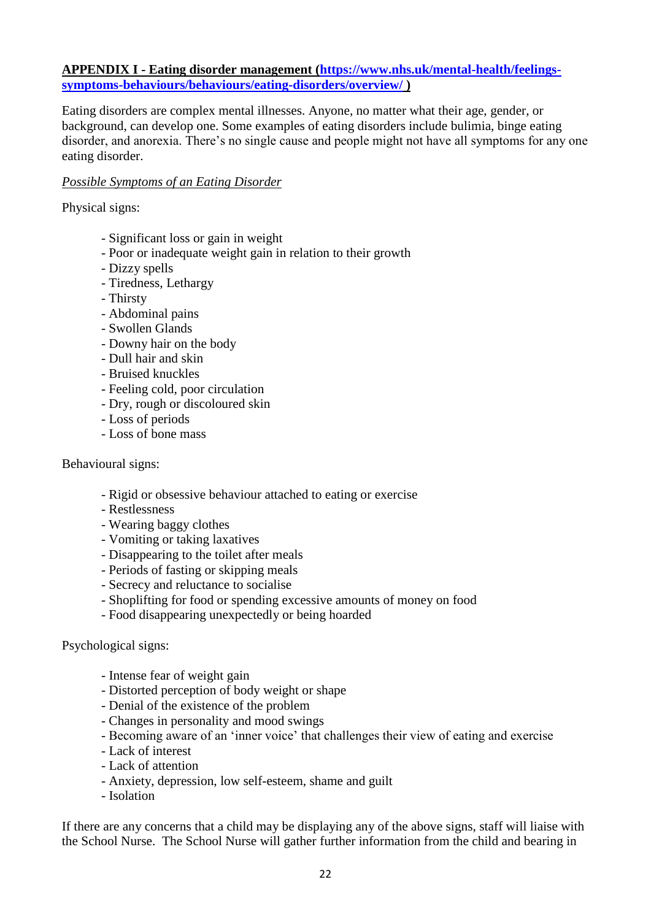**APPENDIX I - Eating disorder management ([https://www.nhs.uk/mental-health/feelings-symptoms-behaviours/behaviours/eating-disorders/overview/](https://www.nhs.uk/mental-health/feelings-symptoms-behaviours/behaviours/eating-disorders/overview/) )**

Eating disorders are complex mental illnesses. Anyone, no matter what their age, gender, or background, can develop one. Some examples of eating disorders include bulimia, binge eating disorder, and anorexia. There's no single cause and people might not have all symptoms for any one eating disorder.

*Possible Symptoms of an Eating Disorder*

Physical signs:

- Significant loss or gain in weight
- Poor or inadequate weight gain in relation to their growth
- Dizzy spells
- Tiredness, Lethargy
- Thirsty
- Abdominal pains
- Swollen Glands
- Downy hair on the body
- Dull hair and skin
- Bruised knuckles
- Feeling cold, poor circulation
- Dry, rough or discoloured skin
- Loss of periods
- Loss of bone mass

Behavioural signs:

- Rigid or obsessive behaviour attached to eating or exercise
- Restlessness
- Wearing baggy clothes
- Vomiting or taking laxatives
- Disappearing to the toilet after meals
- Periods of fasting or skipping meals
- Secrecy and reluctance to socialise
- Shoplifting for food or spending excessive amounts of money on food
- Food disappearing unexpectedly or being hoarded

Psychological signs:

- Intense fear of weight gain
- Distorted perception of body weight or shape
- Denial of the existence of the problem
- Changes in personality and mood swings
- Becoming aware of an 'inner voice' that challenges their view of eating and exercise
- Lack of interest
- Lack of attention
- Anxiety, depression, low self-esteem, shame and guilt
- Isolation

If there are any concerns that a child may be displaying any of the above signs, staff will liaise with the School Nurse. The School Nurse will gather further information from the child and bearing in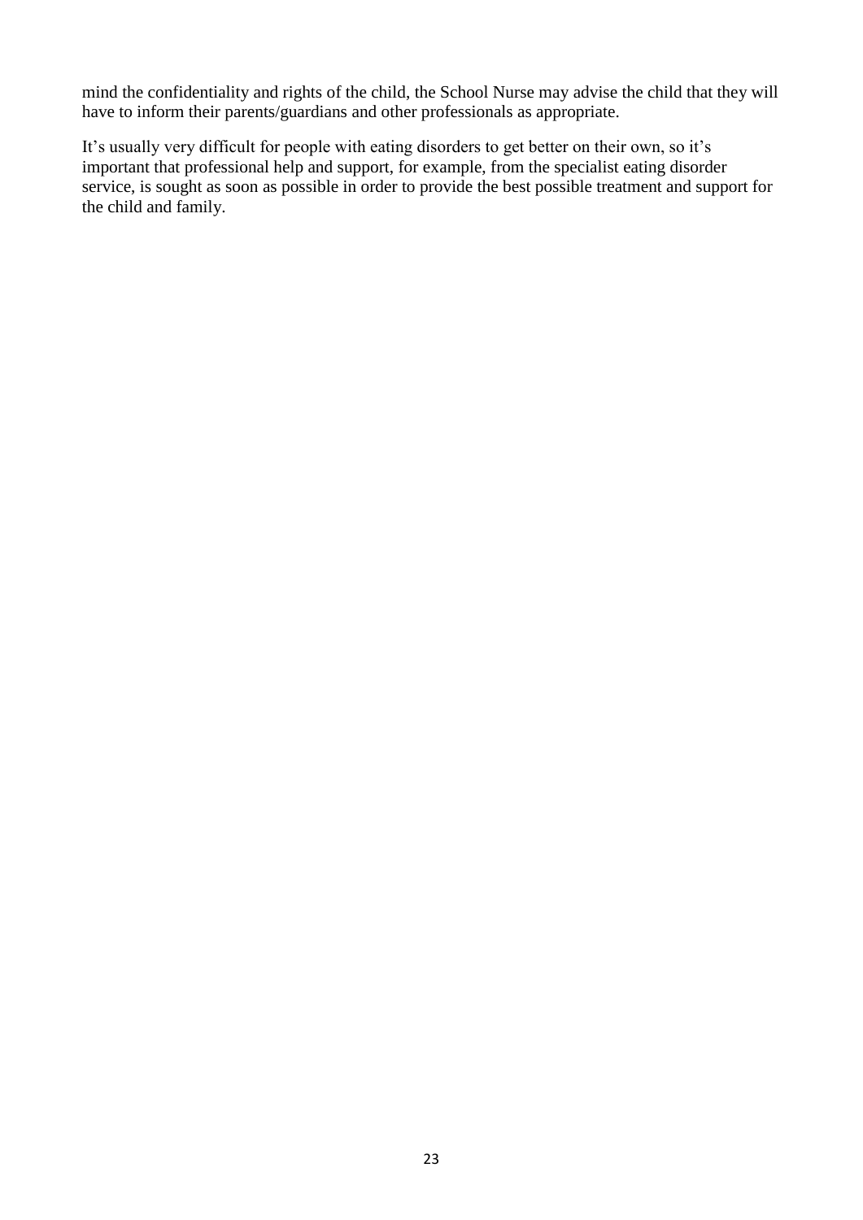mind the confidentiality and rights of the child, the School Nurse may advise the child that they will have to inform their parents/guardians and other professionals as appropriate.

It's usually very difficult for people with eating disorders to get better on their own, so it's important that professional help and support, for example, from the specialist eating disorder service, is sought as soon as possible in order to provide the best possible treatment and support for the child and family.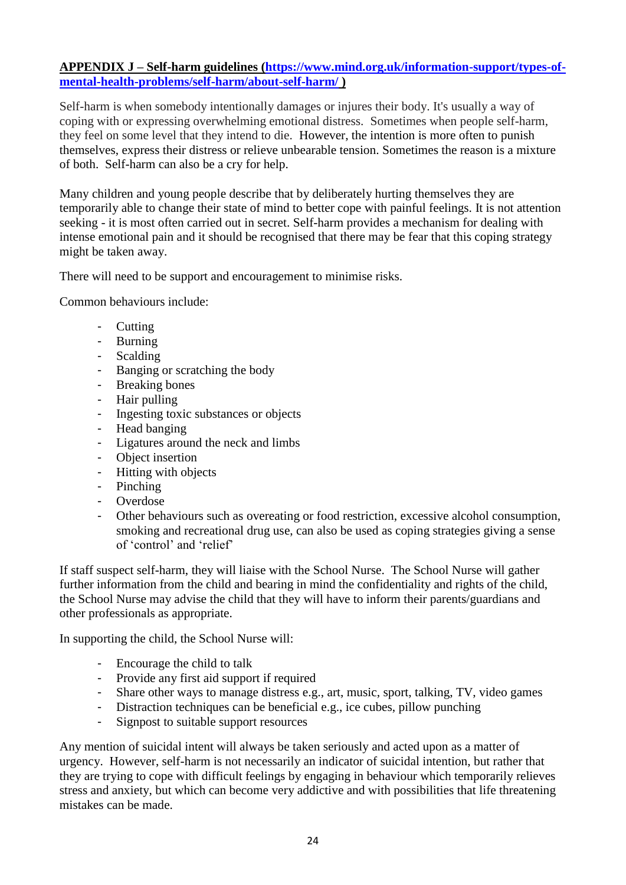**APPENDIX J – Self-harm guidelines ([https://www.mind.org.uk/information-support/types-of-mental-health-problems/self-harm/about-self-harm/](https://www.mind.org.uk/information-support/types-of-mental-health-problems/self-harm/about-self-harm/) )**

Self-harm is when somebody intentionally damages or injures their body. It's usually a way of coping with or expressing overwhelming emotional distress. Sometimes when people self-harm, they feel on some level that they intend to die. However, the intention is more often to punish themselves, express their distress or relieve unbearable tension. Sometimes the reason is a mixture of both. Self-harm can also be a cry for help.

Many children and young people describe that by deliberately hurting themselves they are temporarily able to change their state of mind to better cope with painful feelings. It is not attention seeking - it is most often carried out in secret. Self-harm provides a mechanism for dealing with intense emotional pain and it should be recognised that there may be fear that this coping strategy might be taken away.

There will need to be support and encouragement to minimise risks.

Common behaviours include:

- Cutting
- Burning
- Scalding
- Banging or scratching the body
- Breaking bones
- Hair pulling
- Ingesting toxic substances or objects
- Head banging
- Ligatures around the neck and limbs
- Object insertion
- Hitting with objects
- Pinching
- Overdose
- Other behaviours such as overeating or food restriction, excessive alcohol consumption, smoking and recreational drug use, can also be used as coping strategies giving a sense of 'control' and 'relief'

If staff suspect self-harm, they will liaise with the School Nurse. The School Nurse will gather further information from the child and bearing in mind the confidentiality and rights of the child, the School Nurse may advise the child that they will have to inform their parents/guardians and other professionals as appropriate.

In supporting the child, the School Nurse will:

- Encourage the child to talk
- Provide any first aid support if required
- Share other ways to manage distress e.g., art, music, sport, talking, TV, video games
- Distraction techniques can be beneficial e.g., ice cubes, pillow punching
- Signpost to suitable support resources

Any mention of suicidal intent will always be taken seriously and acted upon as a matter of urgency. However, self-harm is not necessarily an indicator of suicidal intention, but rather that they are trying to cope with difficult feelings by engaging in behaviour which temporarily relieves stress and anxiety, but which can become very addictive and with possibilities that life threatening mistakes can be made.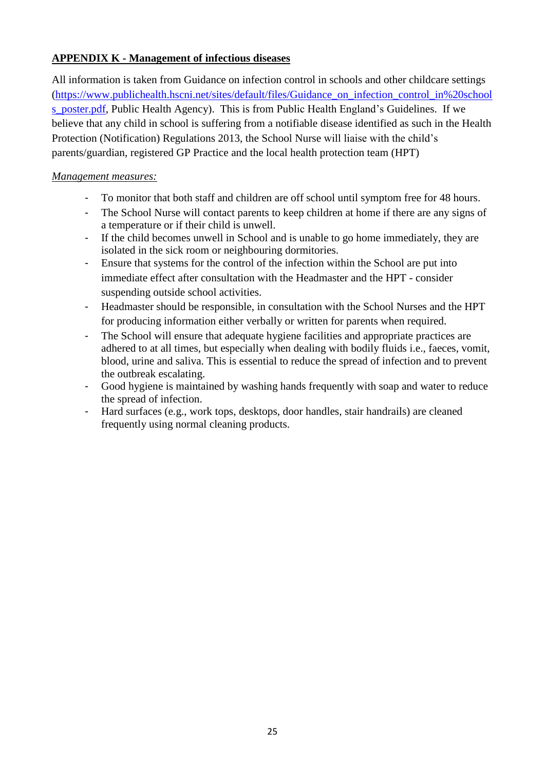**APPENDIX K - Management of infectious diseases**

All information is taken from Guidance on infection control in schools and other childcare settings ([https://www.publichealth.hscni.net/sites/default/files/Guidance_on_infection_control_in%20schools_poster.pdf](https://www.publichealth.hscni.net/sites/default/files/Guidance_on_infection_control_in%20schools_poster.pdf), Public Health Agency). This is from Public Health England's Guidelines. If we believe that any child in school is suffering from a notifiable disease identified as such in the Health Protection (Notification) Regulations 2013, the School Nurse will liaise with the child's parents/guardian, registered GP Practice and the local health protection team (HPT)

*Management measures:*

- To monitor that both staff and children are off school until symptom free for 48 hours.
- The School Nurse will contact parents to keep children at home if there are any signs of a temperature or if their child is unwell.
- If the child becomes unwell in School and is unable to go home immediately, they are isolated in the sick room or neighbouring dormitories.
- Ensure that systems for the control of the infection within the School are put into immediate effect after consultation with the Headmaster and the HPT - consider suspending outside school activities.
- Headmaster should be responsible, in consultation with the School Nurses and the HPT for producing information either verbally or written for parents when required.
- The School will ensure that adequate hygiene facilities and appropriate practices are adhered to at all times, but especially when dealing with bodily fluids i.e., faeces, vomit, blood, urine and saliva. This is essential to reduce the spread of infection and to prevent the outbreak escalating.
- Good hygiene is maintained by washing hands frequently with soap and water to reduce the spread of infection.
- Hard surfaces (e.g., work tops, desktops, door handles, stair handrails) are cleaned frequently using normal cleaning products.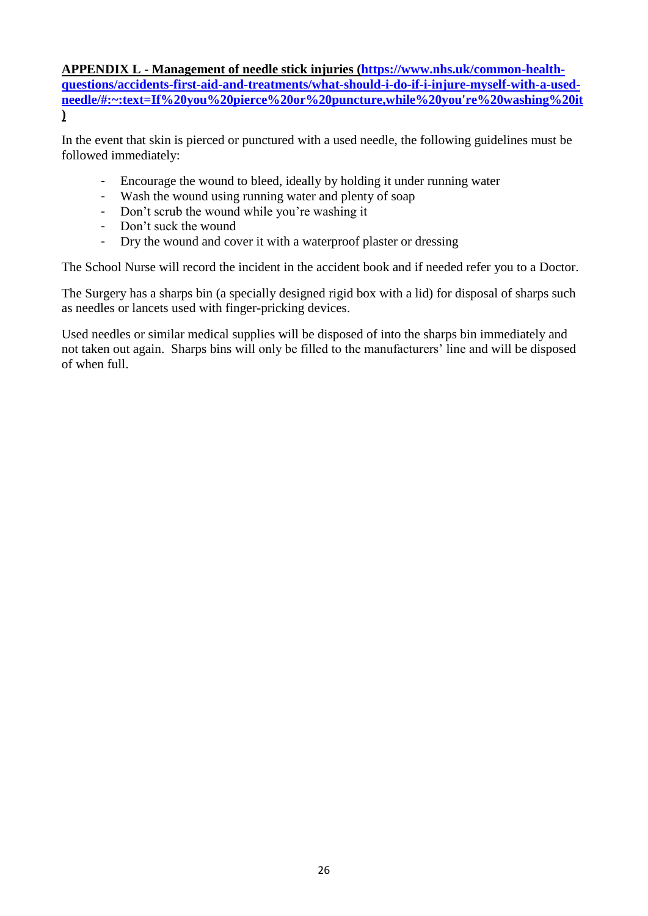**APPENDIX L - Management of needle stick injuries (https://www.nhs.uk/common-health-questions/accidents-first-aid-and-treatments/what-should-i-do-if-i-injure-myself-with-a-used-needle/#:~:text=If%20you%20pierce%20or%20puncture,while%20you're%20washing%20it)**

In the event that skin is pierced or punctured with a used needle, the following guidelines must be followed immediately:

- Encourage the wound to bleed, ideally by holding it under running water
- Wash the wound using running water and plenty of soap
- Don't scrub the wound while you're washing it
- Don't suck the wound
- Dry the wound and cover it with a waterproof plaster or dressing

The School Nurse will record the incident in the accident book and if needed refer you to a Doctor.

The Surgery has a sharps bin (a specially designed rigid box with a lid) for disposal of sharps such as needles or lancets used with finger-pricking devices.

Used needles or similar medical supplies will be disposed of into the sharps bin immediately and not taken out again. Sharps bins will only be filled to the manufacturers' line and will be disposed of when full.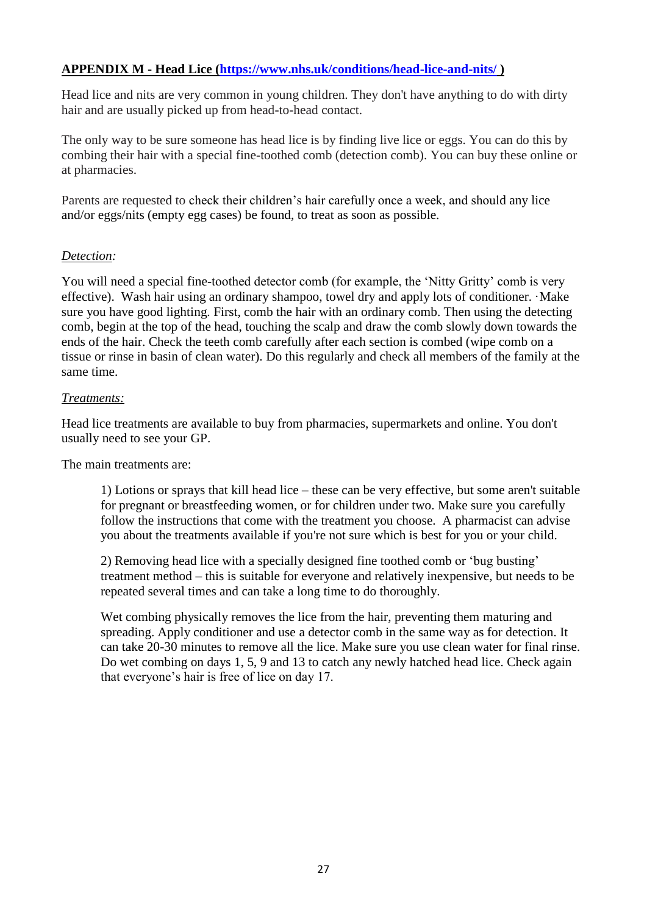**APPENDIX M - Head Lice ([https://www.nhs.uk/conditions/head-lice-and-nits/](https://www.nhs.uk/conditions/head-lice-and-nits/) )**

Head lice and nits are very common in young children. They don't have anything to do with dirty hair and are usually picked up from head-to-head contact.

The only way to be sure someone has head lice is by finding live lice or eggs. You can do this by combing their hair with a special fine-toothed comb (detection comb). You can buy these online or at pharmacies.

Parents are requested to check their children's hair carefully once a week, and should any lice and/or eggs/nits (empty egg cases) be found, to treat as soon as possible.

*Detection:*

You will need a special fine-toothed detector comb (for example, the 'Nitty Gritty' comb is very effective). Wash hair using an ordinary shampoo, towel dry and apply lots of conditioner. ·Make sure you have good lighting. First, comb the hair with an ordinary comb. Then using the detecting comb, begin at the top of the head, touching the scalp and draw the comb slowly down towards the ends of the hair. Check the teeth comb carefully after each section is combed (wipe comb on a tissue or rinse in basin of clean water). Do this regularly and check all members of the family at the same time.

*Treatments:*

Head lice treatments are available to buy from pharmacies, supermarkets and online. You don't usually need to see your GP.

The main treatments are:

> 1) Lotions or sprays that kill head lice – these can be very effective, but some aren't suitable for pregnant or breastfeeding women, or for children under two. Make sure you carefully follow the instructions that come with the treatment you choose. A pharmacist can advise you about the treatments available if you're not sure which is best for you or your child.
>
> 2) Removing head lice with a specially designed fine toothed comb or 'bug busting' treatment method – this is suitable for everyone and relatively inexpensive, but needs to be repeated several times and can take a long time to do thoroughly.
>
> Wet combing physically removes the lice from the hair, preventing them maturing and spreading. Apply conditioner and use a detector comb in the same way as for detection. It can take 20-30 minutes to remove all the lice. Make sure you use clean water for final rinse. Do wet combing on days 1, 5, 9 and 13 to catch any newly hatched head lice. Check again that everyone's hair is free of lice on day 17.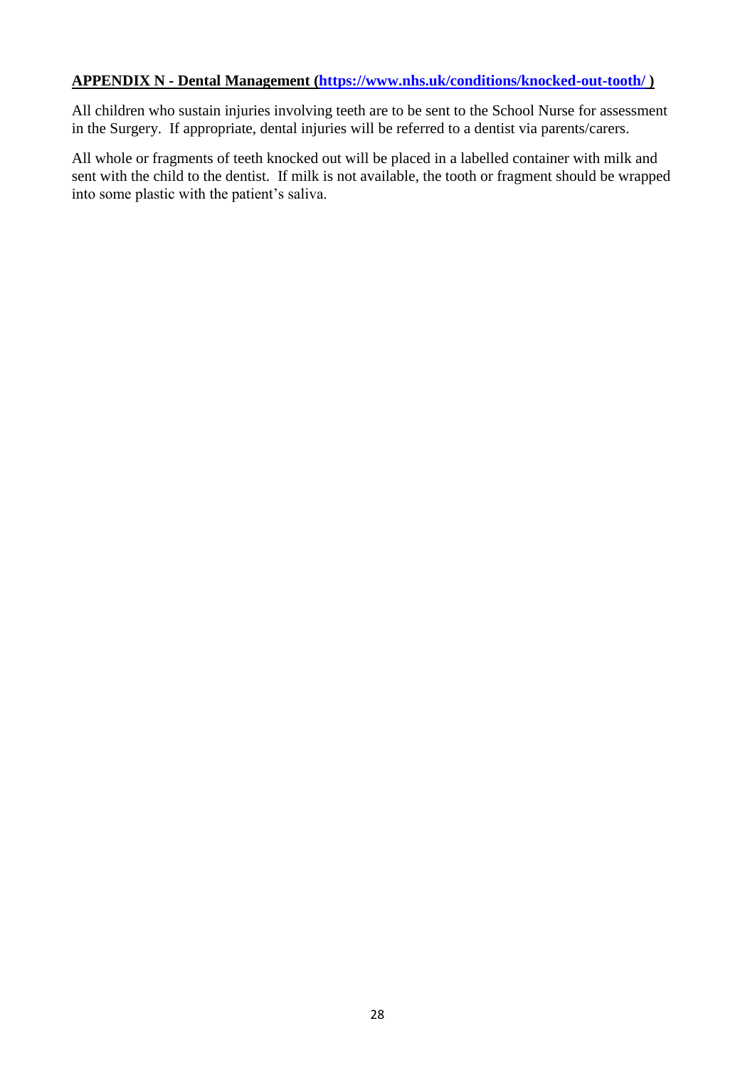## APPENDIX N - Dental Management (https://www.nhs.uk/conditions/knocked-out-tooth/ )

All children who sustain injuries involving teeth are to be sent to the School Nurse for assessment in the Surgery. If appropriate, dental injuries will be referred to a dentist via parents/carers.

All whole or fragments of teeth knocked out will be placed in a labelled container with milk and sent with the child to the dentist. If milk is not available, the tooth or fragment should be wrapped into some plastic with the patient's saliva.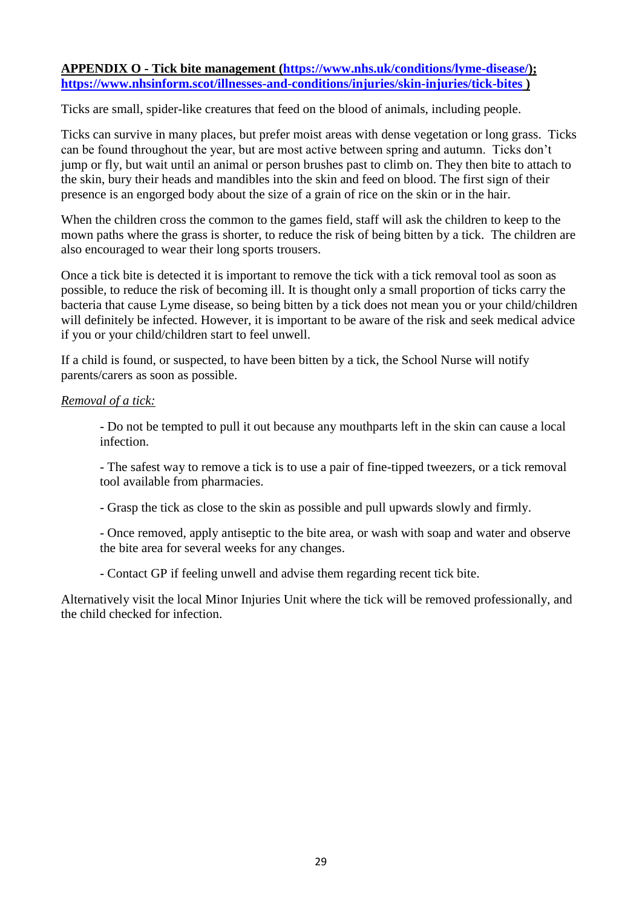**APPENDIX O - Tick bite management (https://www.nhs.uk/conditions/lyme-disease/); https://www.nhsinform.scot/illnesses-and-conditions/injuries/skin-injuries/tick-bites )**

Ticks are small, spider-like creatures that feed on the blood of animals, including people.

Ticks can survive in many places, but prefer moist areas with dense vegetation or long grass. Ticks can be found throughout the year, but are most active between spring and autumn. Ticks don't jump or fly, but wait until an animal or person brushes past to climb on. They then bite to attach to the skin, bury their heads and mandibles into the skin and feed on blood. The first sign of their presence is an engorged body about the size of a grain of rice on the skin or in the hair.

When the children cross the common to the games field, staff will ask the children to keep to the mown paths where the grass is shorter, to reduce the risk of being bitten by a tick. The children are also encouraged to wear their long sports trousers.

Once a tick bite is detected it is important to remove the tick with a tick removal tool as soon as possible, to reduce the risk of becoming ill. It is thought only a small proportion of ticks carry the bacteria that cause Lyme disease, so being bitten by a tick does not mean you or your child/children will definitely be infected. However, it is important to be aware of the risk and seek medical advice if you or your child/children start to feel unwell.

If a child is found, or suspected, to have been bitten by a tick, the School Nurse will notify parents/carers as soon as possible.

*Removal of a tick:*

- Do not be tempted to pull it out because any mouthparts left in the skin can cause a local infection.
- The safest way to remove a tick is to use a pair of fine-tipped tweezers, or a tick removal tool available from pharmacies.
- Grasp the tick as close to the skin as possible and pull upwards slowly and firmly.
- Once removed, apply antiseptic to the bite area, or wash with soap and water and observe the bite area for several weeks for any changes.
- Contact GP if feeling unwell and advise them regarding recent tick bite.

Alternatively visit the local Minor Injuries Unit where the tick will be removed professionally, and the child checked for infection.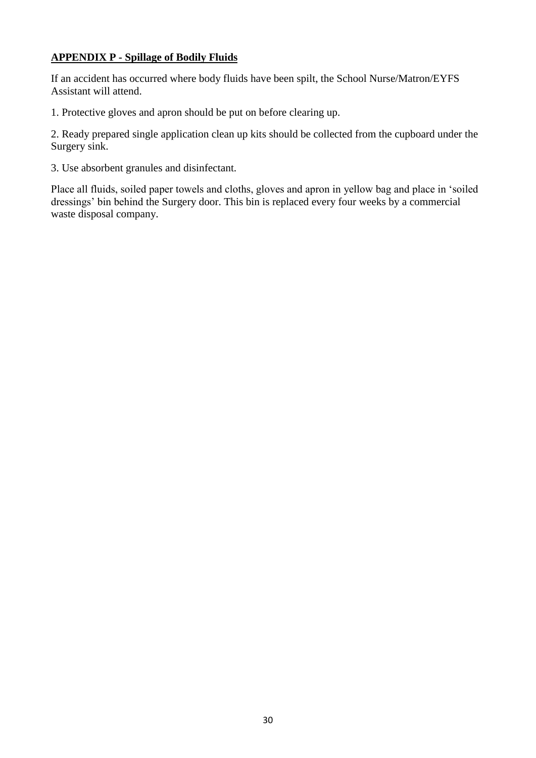**APPENDIX P - Spillage of Bodily Fluids**

If an accident has occurred where body fluids have been spilt, the School Nurse/Matron/EYFS Assistant will attend.

1. Protective gloves and apron should be put on before clearing up.

2. Ready prepared single application clean up kits should be collected from the cupboard under the Surgery sink.

3. Use absorbent granules and disinfectant.

Place all fluids, soiled paper towels and cloths, gloves and apron in yellow bag and place in 'soiled dressings' bin behind the Surgery door. This bin is replaced every four weeks by a commercial waste disposal company.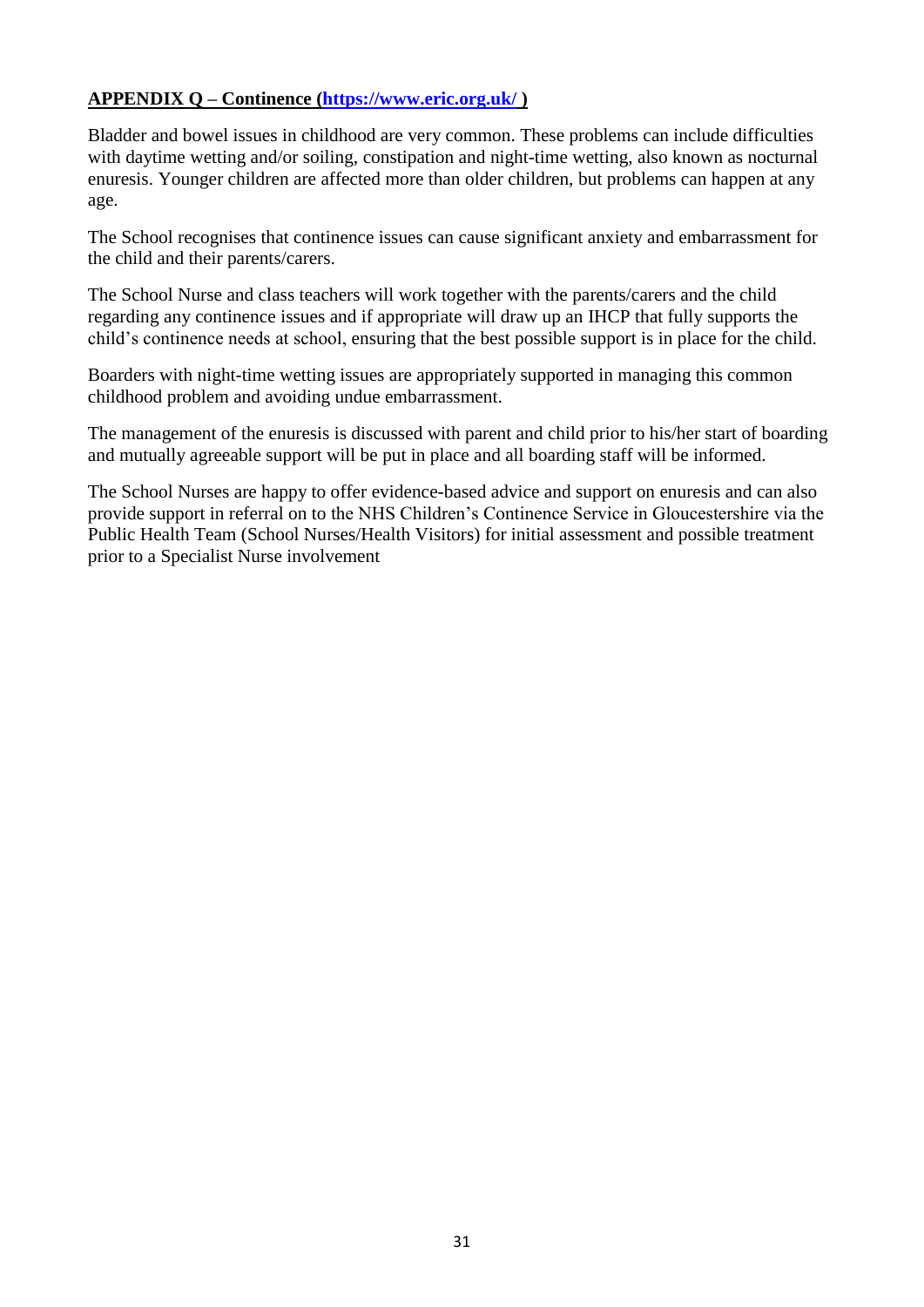## **APPENDIX Q – Continence ([https://www.eric.org.uk/](https://www.eric.org.uk/) )**

Bladder and bowel issues in childhood are very common. These problems can include difficulties with daytime wetting and/or soiling, constipation and night-time wetting, also known as nocturnal enuresis. Younger children are affected more than older children, but problems can happen at any age.

The School recognises that continence issues can cause significant anxiety and embarrassment for the child and their parents/carers.

The School Nurse and class teachers will work together with the parents/carers and the child regarding any continence issues and if appropriate will draw up an IHCP that fully supports the child's continence needs at school, ensuring that the best possible support is in place for the child.

Boarders with night-time wetting issues are appropriately supported in managing this common childhood problem and avoiding undue embarrassment.

The management of the enuresis is discussed with parent and child prior to his/her start of boarding and mutually agreeable support will be put in place and all boarding staff will be informed.

The School Nurses are happy to offer evidence-based advice and support on enuresis and can also provide support in referral on to the NHS Children's Continence Service in Gloucestershire via the Public Health Team (School Nurses/Health Visitors) for initial assessment and possible treatment prior to a Specialist Nurse involvement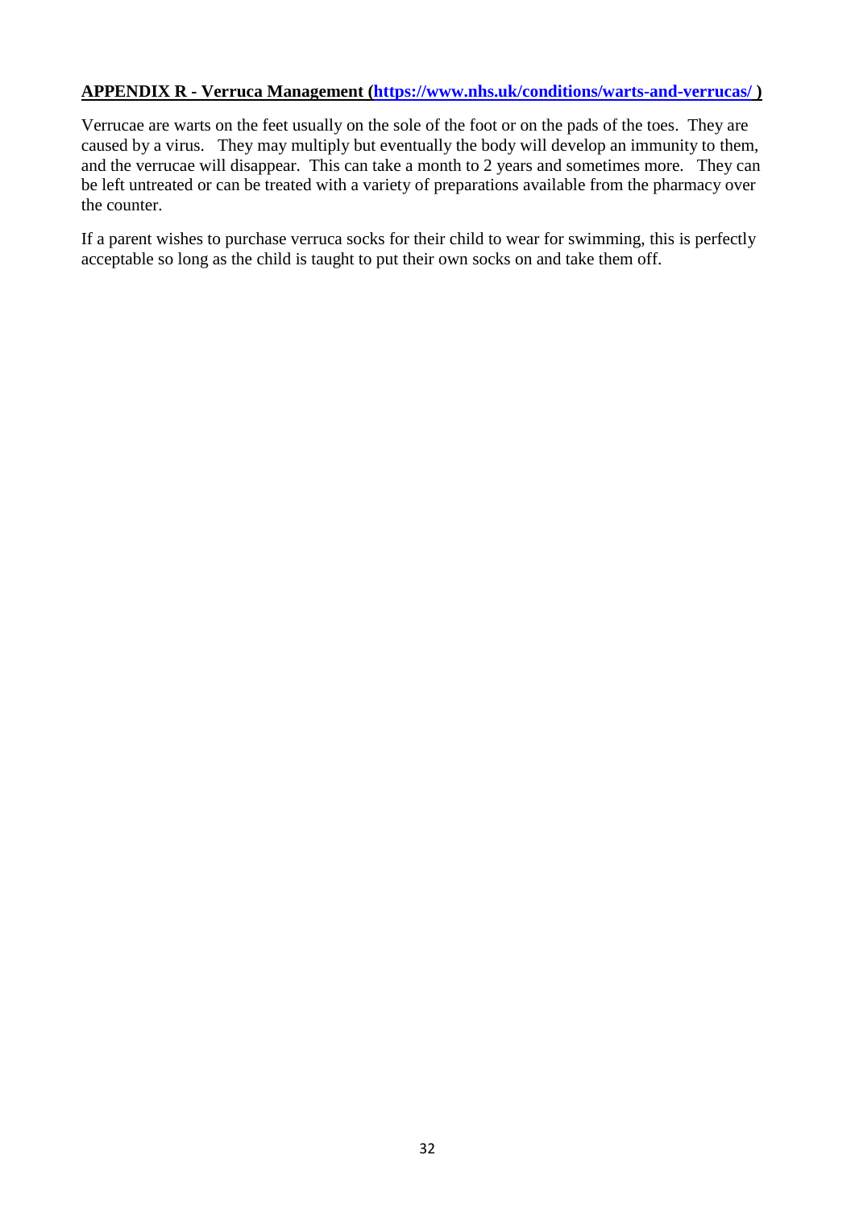**APPENDIX R - Verruca Management (https://www.nhs.uk/conditions/warts-and-verrucas/ )**

Verrucae are warts on the feet usually on the sole of the foot or on the pads of the toes. They are caused by a virus. They may multiply but eventually the body will develop an immunity to them, and the verrucae will disappear. This can take a month to 2 years and sometimes more. They can be left untreated or can be treated with a variety of preparations available from the pharmacy over the counter.

If a parent wishes to purchase verruca socks for their child to wear for swimming, this is perfectly acceptable so long as the child is taught to put their own socks on and take them off.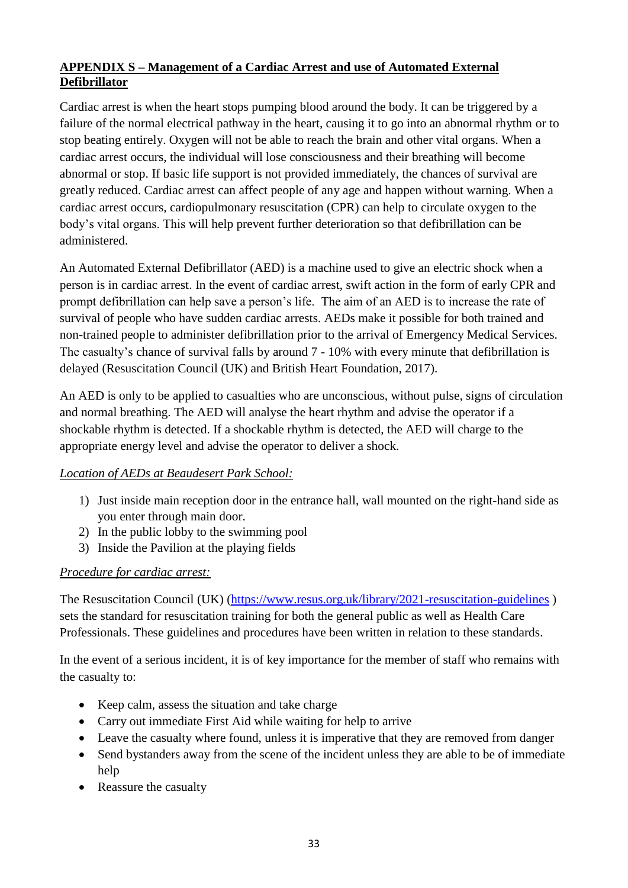## **APPENDIX S – Management of a Cardiac Arrest and use of Automated External Defibrillator**

Cardiac arrest is when the heart stops pumping blood around the body. It can be triggered by a failure of the normal electrical pathway in the heart, causing it to go into an abnormal rhythm or to stop beating entirely. Oxygen will not be able to reach the brain and other vital organs. When a cardiac arrest occurs, the individual will lose consciousness and their breathing will become abnormal or stop. If basic life support is not provided immediately, the chances of survival are greatly reduced. Cardiac arrest can affect people of any age and happen without warning. When a cardiac arrest occurs, cardiopulmonary resuscitation (CPR) can help to circulate oxygen to the body's vital organs. This will help prevent further deterioration so that defibrillation can be administered.

An Automated External Defibrillator (AED) is a machine used to give an electric shock when a person is in cardiac arrest. In the event of cardiac arrest, swift action in the form of early CPR and prompt defibrillation can help save a person's life. The aim of an AED is to increase the rate of survival of people who have sudden cardiac arrests. AEDs make it possible for both trained and non-trained people to administer defibrillation prior to the arrival of Emergency Medical Services. The casualty's chance of survival falls by around 7 - 10% with every minute that defibrillation is delayed (Resuscitation Council (UK) and British Heart Foundation, 2017).

An AED is only to be applied to casualties who are unconscious, without pulse, signs of circulation and normal breathing. The AED will analyse the heart rhythm and advise the operator if a shockable rhythm is detected. If a shockable rhythm is detected, the AED will charge to the appropriate energy level and advise the operator to deliver a shock.

*Location of AEDs at Beaudesert Park School:*

1) Just inside main reception door in the entrance hall, wall mounted on the right-hand side as you enter through main door.
2) In the public lobby to the swimming pool
3) Inside the Pavilion at the playing fields

*Procedure for cardiac arrest:*

The Resuscitation Council (UK) (https://www.resus.org.uk/library/2021-resuscitation-guidelines ) sets the standard for resuscitation training for both the general public as well as Health Care Professionals. These guidelines and procedures have been written in relation to these standards.

In the event of a serious incident, it is of key importance for the member of staff who remains with the casualty to:

- Keep calm, assess the situation and take charge
- Carry out immediate First Aid while waiting for help to arrive
- Leave the casualty where found, unless it is imperative that they are removed from danger
- Send bystanders away from the scene of the incident unless they are able to be of immediate help
- Reassure the casualty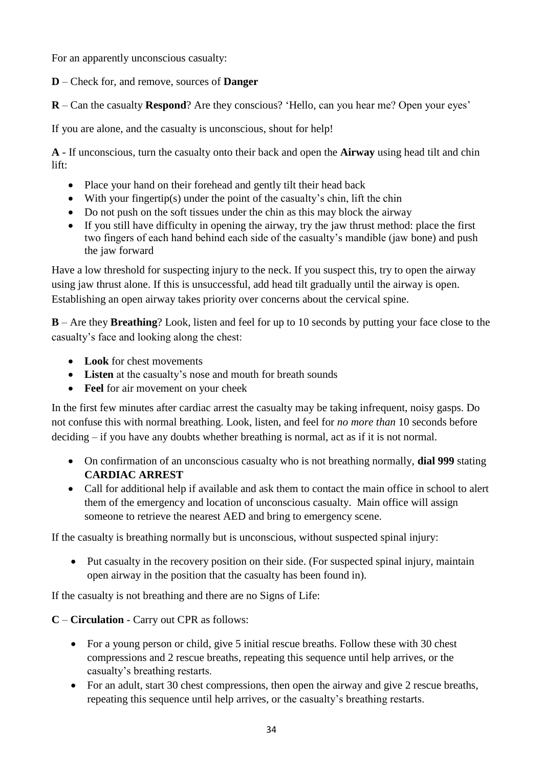For an apparently unconscious casualty:

**D** – Check for, and remove, sources of **Danger**

**R** – Can the casualty **Respond**? Are they conscious? 'Hello, can you hear me? Open your eyes'

If you are alone, and the casualty is unconscious, shout for help!

**A** - If unconscious, turn the casualty onto their back and open the **Airway** using head tilt and chin lift:

- Place your hand on their forehead and gently tilt their head back
- With your fingertip(s) under the point of the casualty's chin, lift the chin
- Do not push on the soft tissues under the chin as this may block the airway
- If you still have difficulty in opening the airway, try the jaw thrust method: place the first two fingers of each hand behind each side of the casualty's mandible (jaw bone) and push the jaw forward

Have a low threshold for suspecting injury to the neck. If you suspect this, try to open the airway using jaw thrust alone. If this is unsuccessful, add head tilt gradually until the airway is open. Establishing an open airway takes priority over concerns about the cervical spine.

**B** – Are they **Breathing**? Look, listen and feel for up to 10 seconds by putting your face close to the casualty's face and looking along the chest:

- **Look** for chest movements
- **Listen** at the casualty's nose and mouth for breath sounds
- **Feel** for air movement on your cheek

In the first few minutes after cardiac arrest the casualty may be taking infrequent, noisy gasps. Do not confuse this with normal breathing. Look, listen, and feel for *no more than* 10 seconds before deciding – if you have any doubts whether breathing is normal, act as if it is not normal.

- On confirmation of an unconscious casualty who is not breathing normally, **dial 999** stating **CARDIAC ARREST**
- Call for additional help if available and ask them to contact the main office in school to alert them of the emergency and location of unconscious casualty. Main office will assign someone to retrieve the nearest AED and bring to emergency scene.

If the casualty is breathing normally but is unconscious, without suspected spinal injury:

- Put casualty in the recovery position on their side. (For suspected spinal injury, maintain open airway in the position that the casualty has been found in).

If the casualty is not breathing and there are no Signs of Life:

**C** – **Circulation** - Carry out CPR as follows:

- For a young person or child, give 5 initial rescue breaths. Follow these with 30 chest compressions and 2 rescue breaths, repeating this sequence until help arrives, or the casualty's breathing restarts.
- For an adult, start 30 chest compressions, then open the airway and give 2 rescue breaths, repeating this sequence until help arrives, or the casualty's breathing restarts.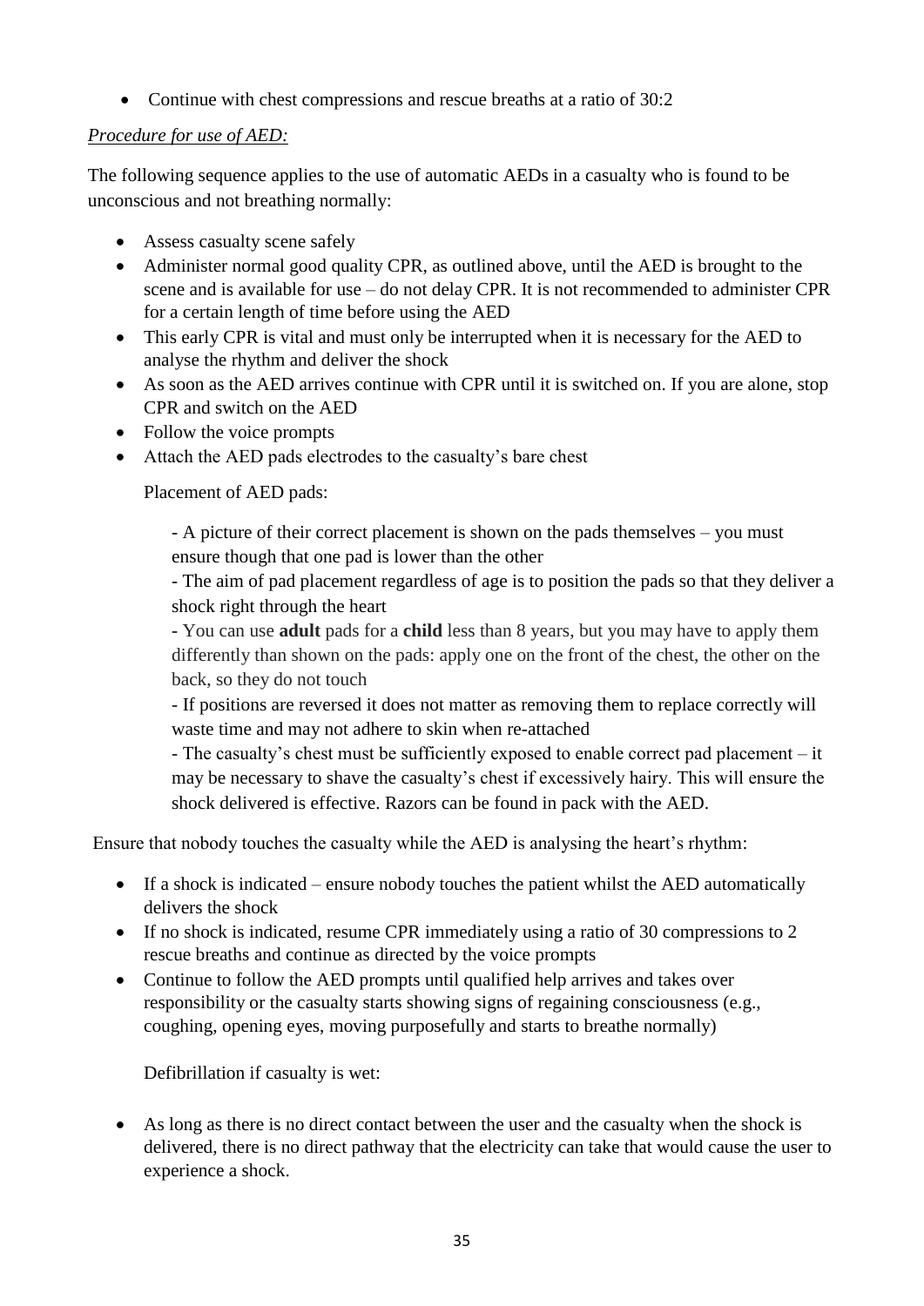- Continue with chest compressions and rescue breaths at a ratio of 30:2

*<u>Procedure for use of AED:</u>*

The following sequence applies to the use of automatic AEDs in a casualty who is found to be unconscious and not breathing normally:

- Assess casualty scene safely
- Administer normal good quality CPR, as outlined above, until the AED is brought to the scene and is available for use – do not delay CPR. It is not recommended to administer CPR for a certain length of time before using the AED
- This early CPR is vital and must only be interrupted when it is necessary for the AED to analyse the rhythm and deliver the shock
- As soon as the AED arrives continue with CPR until it is switched on. If you are alone, stop CPR and switch on the AED
- Follow the voice prompts
- Attach the AED pads electrodes to the casualty's bare chest

  Placement of AED pads:

  - A picture of their correct placement is shown on the pads themselves – you must ensure though that one pad is lower than the other
  - The aim of pad placement regardless of age is to position the pads so that they deliver a shock right through the heart
  - You can use **adult** pads for a **child** less than 8 years, but you may have to apply them differently than shown on the pads: apply one on the front of the chest, the other on the back, so they do not touch
  - If positions are reversed it does not matter as removing them to replace correctly will waste time and may not adhere to skin when re-attached
  - The casualty's chest must be sufficiently exposed to enable correct pad placement – it may be necessary to shave the casualty's chest if excessively hairy. This will ensure the shock delivered is effective. Razors can be found in pack with the AED.

Ensure that nobody touches the casualty while the AED is analysing the heart's rhythm:

- If a shock is indicated – ensure nobody touches the patient whilst the AED automatically delivers the shock
- If no shock is indicated, resume CPR immediately using a ratio of 30 compressions to 2 rescue breaths and continue as directed by the voice prompts
- Continue to follow the AED prompts until qualified help arrives and takes over responsibility or the casualty starts showing signs of regaining consciousness (e.g., coughing, opening eyes, moving purposefully and starts to breathe normally)

  Defibrillation if casualty is wet:

- As long as there is no direct contact between the user and the casualty when the shock is delivered, there is no direct pathway that the electricity can take that would cause the user to experience a shock.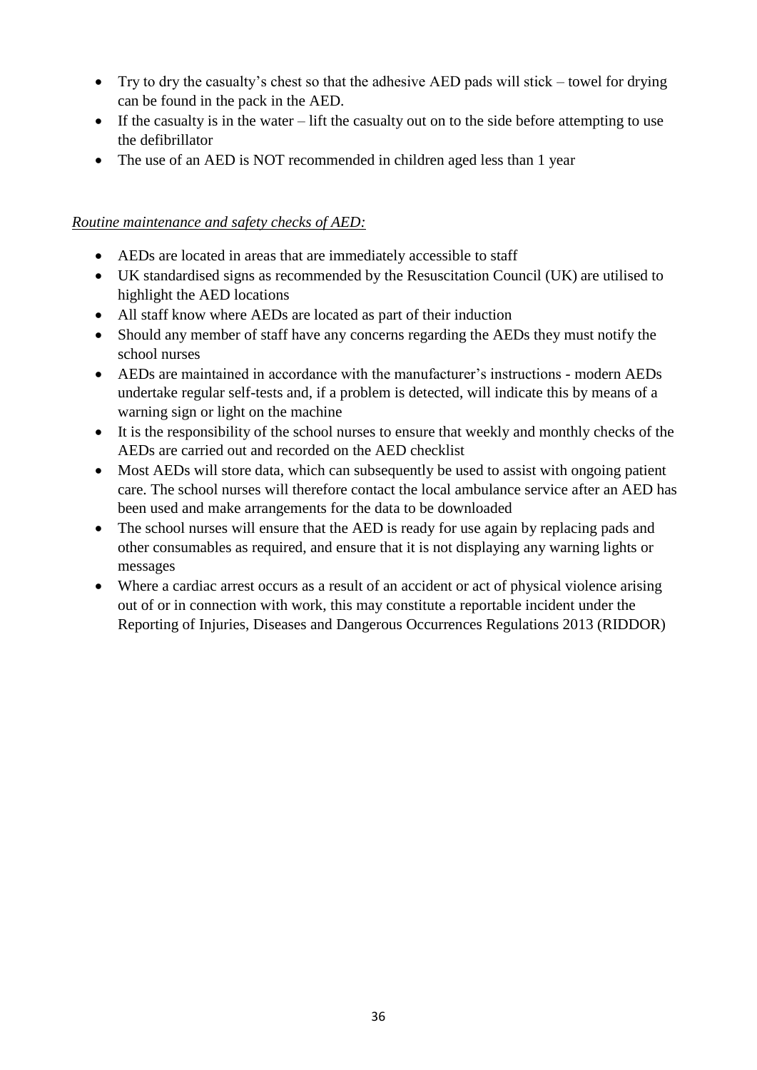- Try to dry the casualty's chest so that the adhesive AED pads will stick – towel for drying can be found in the pack in the AED.
- If the casualty is in the water – lift the casualty out on to the side before attempting to use the defibrillator
- The use of an AED is NOT recommended in children aged less than 1 year

*Routine maintenance and safety checks of AED:*

- AEDs are located in areas that are immediately accessible to staff
- UK standardised signs as recommended by the Resuscitation Council (UK) are utilised to highlight the AED locations
- All staff know where AEDs are located as part of their induction
- Should any member of staff have any concerns regarding the AEDs they must notify the school nurses
- AEDs are maintained in accordance with the manufacturer's instructions - modern AEDs undertake regular self-tests and, if a problem is detected, will indicate this by means of a warning sign or light on the machine
- It is the responsibility of the school nurses to ensure that weekly and monthly checks of the AEDs are carried out and recorded on the AED checklist
- Most AEDs will store data, which can subsequently be used to assist with ongoing patient care. The school nurses will therefore contact the local ambulance service after an AED has been used and make arrangements for the data to be downloaded
- The school nurses will ensure that the AED is ready for use again by replacing pads and other consumables as required, and ensure that it is not displaying any warning lights or messages
- Where a cardiac arrest occurs as a result of an accident or act of physical violence arising out of or in connection with work, this may constitute a reportable incident under the Reporting of Injuries, Diseases and Dangerous Occurrences Regulations 2013 (RIDDOR)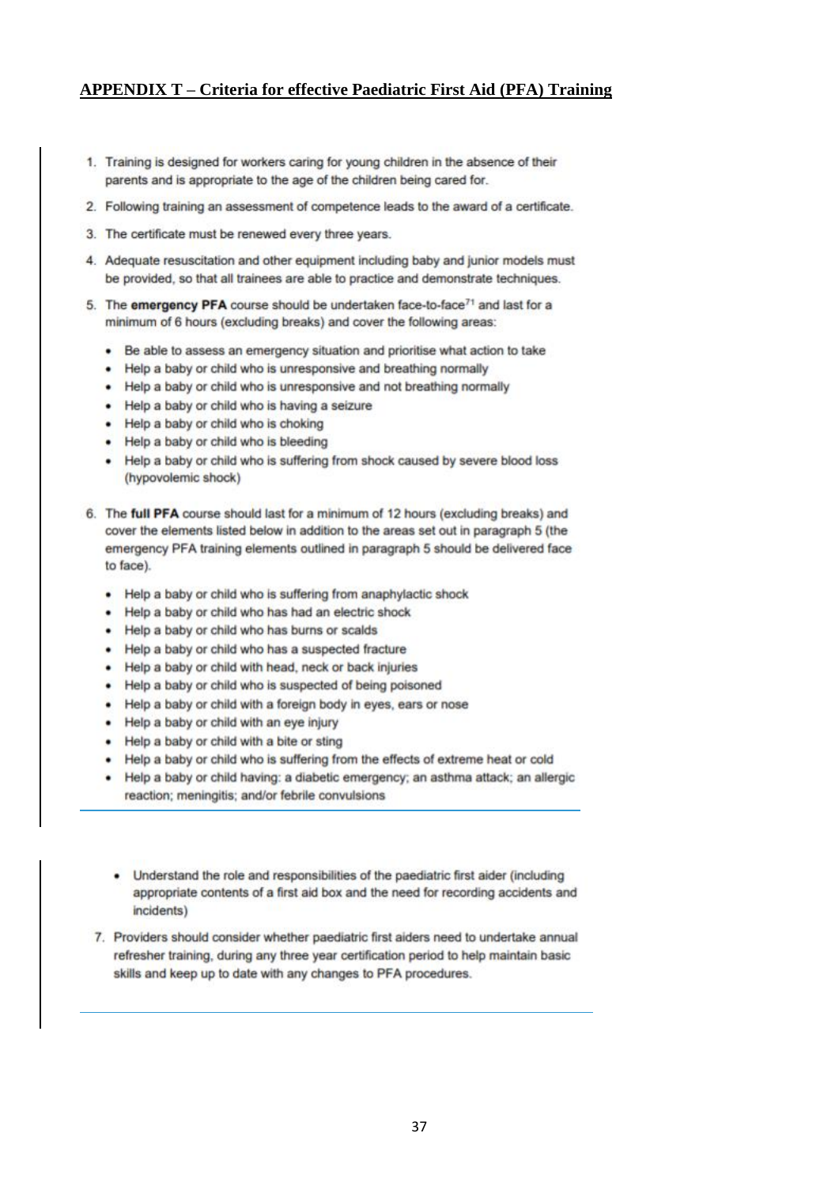## APPENDIX T – Criteria for effective Paediatric First Aid (PFA) Training

1. Training is designed for workers caring for young children in the absence of their parents and is appropriate to the age of the children being cared for.
2. Following training an assessment of competence leads to the award of a certificate.
3. The certificate must be renewed every three years.
4. Adequate resuscitation and other equipment including baby and junior models must be provided, so that all trainees are able to practice and demonstrate techniques.
5. The **emergency PFA** course should be undertaken face-to-face[71] and last for a minimum of 6 hours (excluding breaks) and cover the following areas:
   - Be able to assess an emergency situation and prioritise what action to take
   - Help a baby or child who is unresponsive and breathing normally
   - Help a baby or child who is unresponsive and not breathing normally
   - Help a baby or child who is having a seizure
   - Help a baby or child who is choking
   - Help a baby or child who is bleeding
   - Help a baby or child who is suffering from shock caused by severe blood loss (hypovolemic shock)
6. The **full PFA** course should last for a minimum of 12 hours (excluding breaks) and cover the elements listed below in addition to the areas set out in paragraph 5 (the emergency PFA training elements outlined in paragraph 5 should be delivered face to face).
   - Help a baby or child who is suffering from anaphylactic shock
   - Help a baby or child who has had an electric shock
   - Help a baby or child who has burns or scalds
   - Help a baby or child who has a suspected fracture
   - Help a baby or child with head, neck or back injuries
   - Help a baby or child who is suspected of being poisoned
   - Help a baby or child with a foreign body in eyes, ears or nose
   - Help a baby or child with an eye injury
   - Help a baby or child with a bite or sting
   - Help a baby or child who is suffering from the effects of extreme heat or cold
   - Help a baby or child having: a diabetic emergency; an asthma attack; an allergic reaction; meningitis; and/or febrile convulsions
   - Understand the role and responsibilities of the paediatric first aider (including appropriate contents of a first aid box and the need for recording accidents and incidents)
7. Providers should consider whether paediatric first aiders need to undertake annual refresher training, during any three year certification period to help maintain basic skills and keep up to date with any changes to PFA procedures.